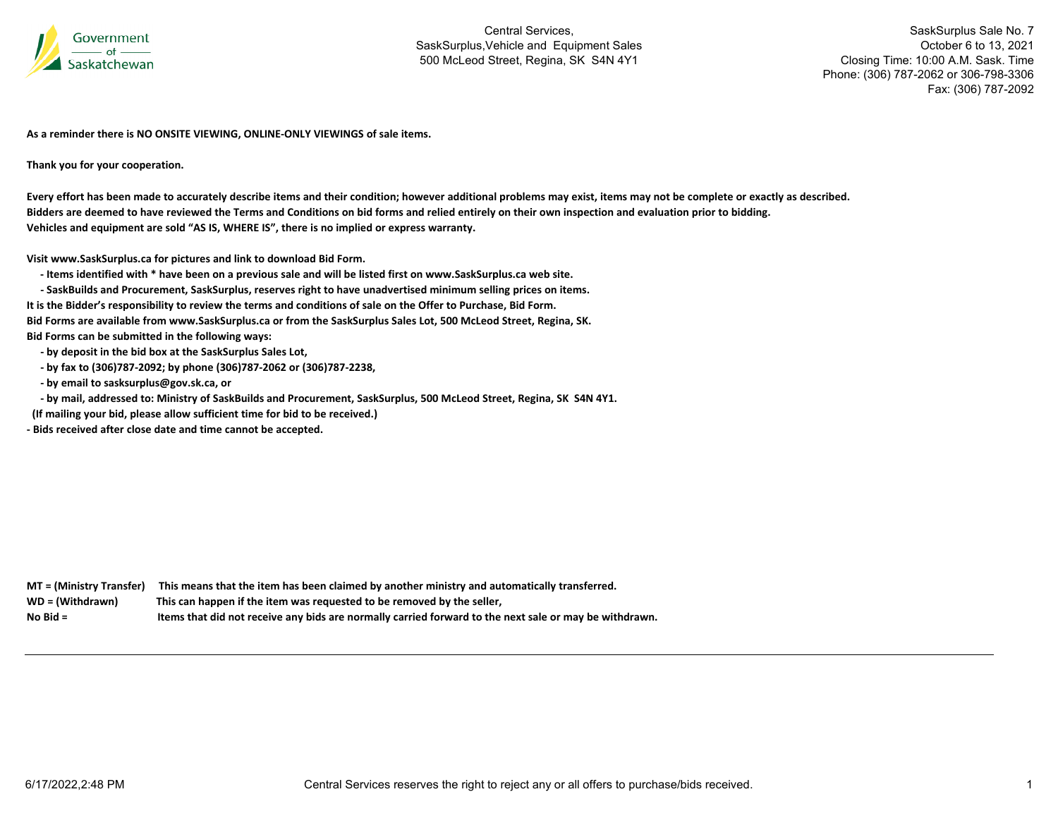Government of Saskatchewan

Central Services,
SaskSurplus,Vehicle and Equipment Sales
500 McLeod Street, Regina, SK S4N 4Y1

SaskSurplus Sale No. 7
October 6 to 13, 2021
Closing Time: 10:00 A.M. Sask. Time
Phone: (306) 787-2062 or 306-798-3306
Fax: (306) 787-2092

**As a reminder there is NO ONSITE VIEWING, ONLINE-ONLY VIEWINGS of sale items.**

**Thank you for your cooperation.**

**Every effort has been made to accurately describe items and their condition; however additional problems may exist, items may not be complete or exactly as described.**
**Bidders are deemed to have reviewed the Terms and Conditions on bid forms and relied entirely on their own inspection and evaluation prior to bidding.**
**Vehicles and equipment are sold "AS IS, WHERE IS", there is no implied or express warranty.**

**Visit www.SaskSurplus.ca for pictures and link to download Bid Form.**

- **Items identified with * have been on a previous sale and will be listed first on www.SaskSurplus.ca web site.**
- **SaskBuilds and Procurement, SaskSurplus, reserves right to have unadvertised minimum selling prices on items.**

**It is the Bidder's responsibility to review the terms and conditions of sale on the Offer to Purchase, Bid Form.**
**Bid Forms are available from www.SaskSurplus.ca or from the SaskSurplus Sales Lot, 500 McLeod Street, Regina, SK.**
**Bid Forms can be submitted in the following ways:**

- **by deposit in the bid box at the SaskSurplus Sales Lot,**
- **by fax to (306)787-2092; by phone (306)787-2062 or (306)787-2238,**
- **by email to sasksurplus@gov.sk.ca, or**
- **by mail, addressed to: Ministry of SaskBuilds and Procurement, SaskSurplus, 500 McLeod Street, Regina, SK S4N 4Y1.**

**(If mailing your bid, please allow sufficient time for bid to be received.)**

- **Bids received after close date and time cannot be accepted.**

**MT = (Ministry Transfer)** **This means that the item has been claimed by another ministry and automatically transferred.**
**WD = (Withdrawn)** **This can happen if the item was requested to be removed by the seller,**
**No Bid =** **Items that did not receive any bids are normally carried forward to the next sale or may be withdrawn.**

Central Services reserves the right to reject any or all offers to purchase/bids received.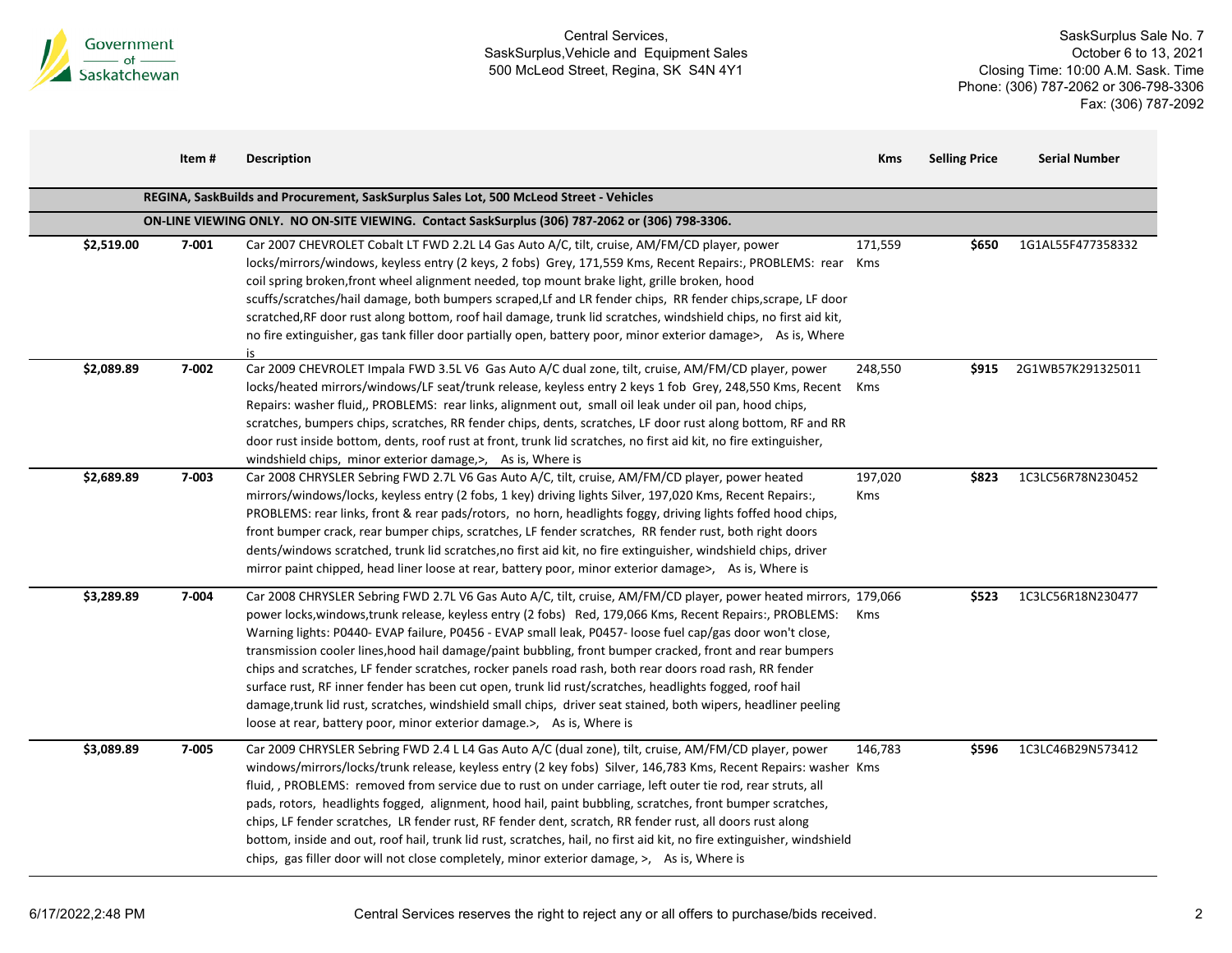Central Services,
SaskSurplus,Vehicle and Equipment Sales
500 McLeod Street, Regina, SK S4N 4Y1

SaskSurplus Sale No. 7
October 6 to 13, 2021
Closing Time: 10:00 A.M. Sask. Time
Phone: (306) 787-2062 or 306-798-3306
Fax: (306) 787-2092

| | Item # | Description | Kms | Selling Price | Serial Number |
|---|---|---|---|---|---|
| | | **REGINA, SaskBuilds and Procurement, SaskSurplus Sales Lot, 500 McLeod Street - Vehicles** | | | |
| | | **ON-LINE VIEWING ONLY. NO ON-SITE VIEWING. Contact SaskSurplus (306) 787-2062 or (306) 798-3306.** | | | |
| $2,519.00 | 7-001 | Car 2007 CHEVROLET Cobalt LT FWD 2.2L L4 Gas Auto A/C, tilt, cruise, AM/FM/CD player, power locks/mirrors/windows, keyless entry (2 keys, 2 fobs) Grey, 171,559 Kms, Recent Repairs:, PROBLEMS: rear coil spring broken,front wheel alignment needed, top mount brake light, grille broken, hood scuffs/scratches/hail damage, both bumpers scraped,Lf and LR fender chips, RR fender chips,scrape, LF door scratched,RF door rust along bottom, roof hail damage, trunk lid scratches, windshield chips, no first aid kit, no fire extinguisher, gas tank filler door partially open, battery poor, minor exterior damage>, As is, Where is | 171,559 Kms | $650 | 1G1AL55F477358332 |
| $2,089.89 | 7-002 | Car 2009 CHEVROLET Impala FWD 3.5L V6 Gas Auto A/C dual zone, tilt, cruise, AM/FM/CD player, power locks/heated mirrors/windows/LF seat/trunk release, keyless entry 2 keys 1 fob Grey, 248,550 Kms, Recent Repairs: washer fluid,, PROBLEMS: rear links, alignment out, small oil leak under oil pan, hood chips, scratches, bumpers chips, scratches, RR fender chips, dents, scratches, LF door rust along bottom, RF and RR door rust inside bottom, dents, roof rust at front, trunk lid scratches, no first aid kit, no fire extinguisher, windshield chips, minor exterior damage,>, As is, Where is | 248,550 Kms | $915 | 2G1WB57K291325011 |
| $2,689.89 | 7-003 | Car 2008 CHRYSLER Sebring FWD 2.7L V6 Gas Auto A/C, tilt, cruise, AM/FM/CD player, power heated mirrors/windows/locks, keyless entry (2 fobs, 1 key) driving lights Silver, 197,020 Kms, Recent Repairs:, PROBLEMS: rear links, front & rear pads/rotors, no horn, headlights foggy, driving lights foffed hood chips, front bumper crack, rear bumper chips, scratches, LF fender scratches, RR fender rust, both right doors dents/windows scratched, trunk lid scratches,no first aid kit, no fire extinguisher, windshield chips, driver mirror paint chipped, head liner loose at rear, battery poor, minor exterior damage>, As is, Where is | 197,020 Kms | $823 | 1C3LC56R78N230452 |
| $3,289.89 | 7-004 | Car 2008 CHRYSLER Sebring FWD 2.7L V6 Gas Auto A/C, tilt, cruise, AM/FM/CD player, power heated mirrors, power locks,windows,trunk release, keyless entry (2 fobs) Red, 179,066 Kms, Recent Repairs:, PROBLEMS: Warning lights: P0440- EVAP failure, P0456 - EVAP small leak, P0457- loose fuel cap/gas door won't close, transmission cooler lines,hood hail damage/paint bubbling, front bumper cracked, front and rear bumpers chips and scratches, LF fender scratches, rocker panels road rash, both rear doors road rash, RR fender surface rust, RF inner fender has been cut open, trunk lid rust/scratches, headlights fogged, roof hail damage,trunk lid rust, scratches, windshield small chips, driver seat stained, both wipers, headliner peeling loose at rear, battery poor, minor exterior damage.>, As is, Where is | 179,066 Kms | $523 | 1C3LC56R18N230477 |
| $3,089.89 | 7-005 | Car 2009 CHRYSLER Sebring FWD 2.4 L L4 Gas Auto A/C (dual zone), tilt, cruise, AM/FM/CD player, power windows/mirrors/locks/trunk release, keyless entry (2 key fobs) Silver, 146,783 Kms, Recent Repairs: washer fluid, , PROBLEMS: removed from service due to rust on under carriage, left outer tie rod, rear struts, all pads, rotors, headlights fogged, alignment, hood hail, paint bubbling, scratches, front bumper scratches, chips, LF fender scratches, LR fender rust, RF fender dent, scratch, RR fender rust, all doors rust along bottom, inside and out, roof hail, trunk lid rust, scratches, hail, no first aid kit, no fire extinguisher, windshield chips, gas filler door will not close completely, minor exterior damage, >, As is, Where is | 146,783 Kms | $596 | 1C3LC46B29N573412 |

Central Services reserves the right to reject any or all offers to purchase/bids received.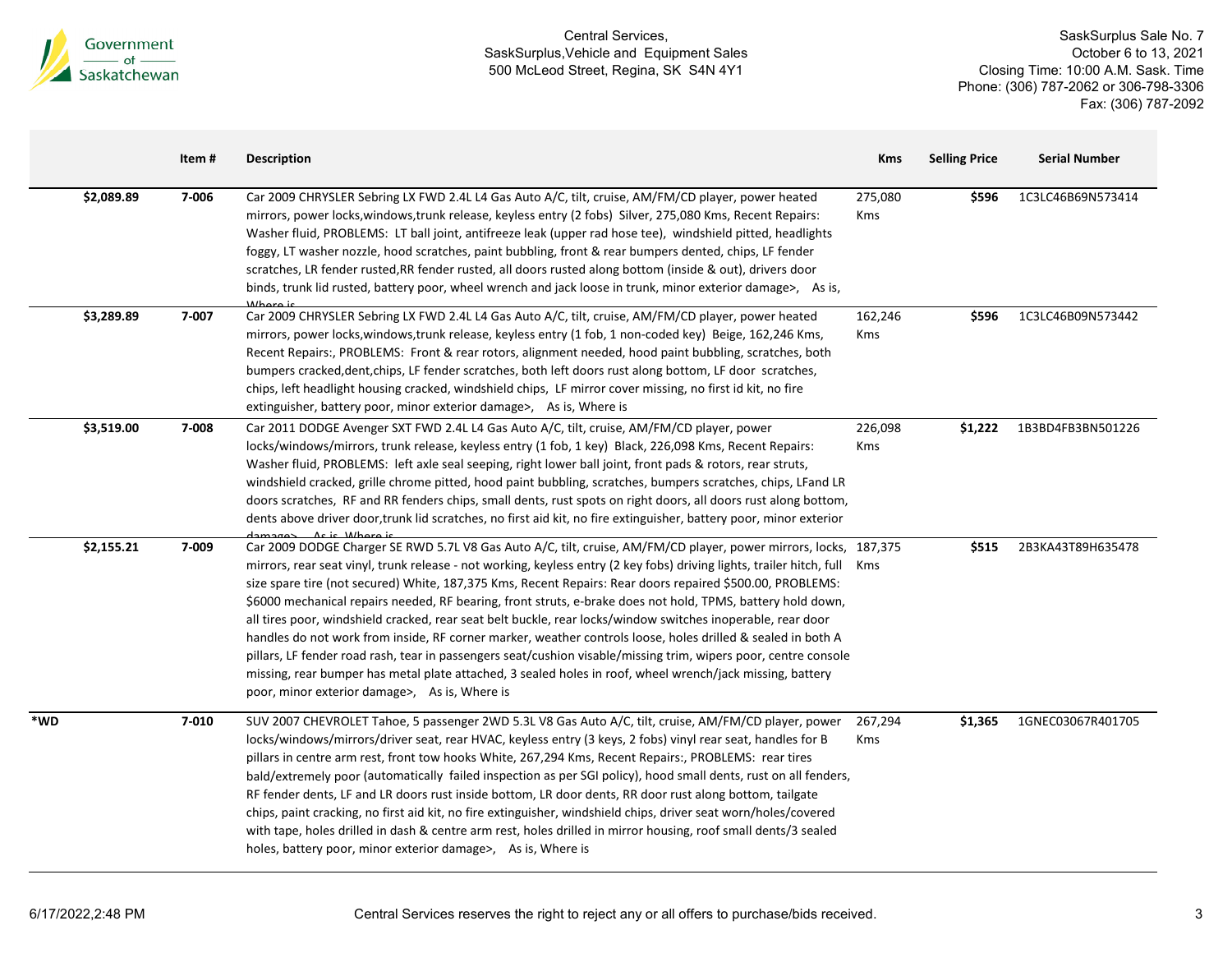|  | Item # | Description | Kms | Selling Price | Serial Number |
|---|---|---|---|---|---|
| $2,089.89 | 7-006 | Car 2009 CHRYSLER Sebring LX FWD 2.4L L4 Gas Auto A/C, tilt, cruise, AM/FM/CD player, power heated mirrors, power locks,windows,trunk release, keyless entry (2 fobs) Silver, 275,080 Kms, Recent Repairs: Washer fluid, PROBLEMS: LT ball joint, antifreeze leak (upper rad hose tee), windshield pitted, headlights foggy, LT washer nozzle, hood scratches, paint bubbling, front & rear bumpers dented, chips, LF fender scratches, LR fender rusted,RR fender rusted, all doors rusted along bottom (inside & out), drivers door binds, trunk lid rusted, battery poor, wheel wrench and jack loose in trunk, minor exterior damage>, As is, Where is | 275,080 Kms | $596 | 1C3LC46B69N573414 |
| $3,289.89 | 7-007 | Car 2009 CHRYSLER Sebring LX FWD 2.4L L4 Gas Auto A/C, tilt, cruise, AM/FM/CD player, power heated mirrors, power locks,windows,trunk release, keyless entry (1 fob, 1 non-coded key) Beige, 162,246 Kms, Recent Repairs:, PROBLEMS: Front & rear rotors, alignment needed, hood paint bubbling, scratches, both bumpers cracked,dent,chips, LF fender scratches, both left doors rust along bottom, LF door scratches, chips, left headlight housing cracked, windshield chips, LF mirror cover missing, no first id kit, no fire extinguisher, battery poor, minor exterior damage>, As is, Where is | 162,246 Kms | $596 | 1C3LC46B09N573442 |
| $3,519.00 | 7-008 | Car 2011 DODGE Avenger SXT FWD 2.4L L4 Gas Auto A/C, tilt, cruise, AM/FM/CD player, power locks/windows/mirrors, trunk release, keyless entry (1 fob, 1 key) Black, 226,098 Kms, Recent Repairs: Washer fluid, PROBLEMS: left axle seal seeping, right lower ball joint, front pads & rotors, rear struts, windshield cracked, grille chrome pitted, hood paint bubbling, scratches, bumpers scratches, chips, LFand LR doors scratches, RF and RR fenders chips, small dents, rust spots on right doors, all doors rust along bottom, dents above driver door,trunk lid scratches, no first aid kit, no fire extinguisher, battery poor, minor exterior damage>, As is, Where is | 226,098 Kms | $1,222 | 1B3BD4FB3BN501226 |
| $2,155.21 | 7-009 | Car 2009 DODGE Charger SE RWD 5.7L V8 Gas Auto A/C, tilt, cruise, AM/FM/CD player, power mirrors, locks, mirrors, rear seat vinyl, trunk release - not working, keyless entry (2 key fobs) driving lights, trailer hitch, full size spare tire (not secured) White, 187,375 Kms, Recent Repairs: Rear doors repaired $500.00, PROBLEMS: $6000 mechanical repairs needed, RF bearing, front struts, e-brake does not hold, TPMS, battery hold down, all tires poor, windshield cracked, rear seat belt buckle, rear locks/window switches inoperable, rear door handles do not work from inside, RF corner marker, weather controls loose, holes drilled & sealed in both A pillars, LF fender road rash, tear in passengers seat/cushion visable/missing trim, wipers poor, centre console missing, rear bumper has metal plate attached, 3 sealed holes in roof, wheel wrench/jack missing, battery poor, minor exterior damage>, As is, Where is | 187,375 Kms | $515 | 2B3KA43T89H635478 |
| *WD | 7-010 | SUV 2007 CHEVROLET Tahoe, 5 passenger 2WD 5.3L V8 Gas Auto A/C, tilt, cruise, AM/FM/CD player, power locks/windows/mirrors/driver seat, rear HVAC, keyless entry (3 keys, 2 fobs) vinyl rear seat, handles for B pillars in centre arm rest, front tow hooks White, 267,294 Kms, Recent Repairs:, PROBLEMS: rear tires bald/extremely poor (automatically failed inspection as per SGI policy), hood small dents, rust on all fenders, RF fender dents, LF and LR doors rust inside bottom, LR door dents, RR door rust along bottom, tailgate chips, paint cracking, no first aid kit, no fire extinguisher, windshield chips, driver seat worn/holes/covered with tape, holes drilled in dash & centre arm rest, holes drilled in mirror housing, roof small dents/3 sealed holes, battery poor, minor exterior damage>, As is, Where is | 267,294 Kms | $1,365 | 1GNEC03067R401705 |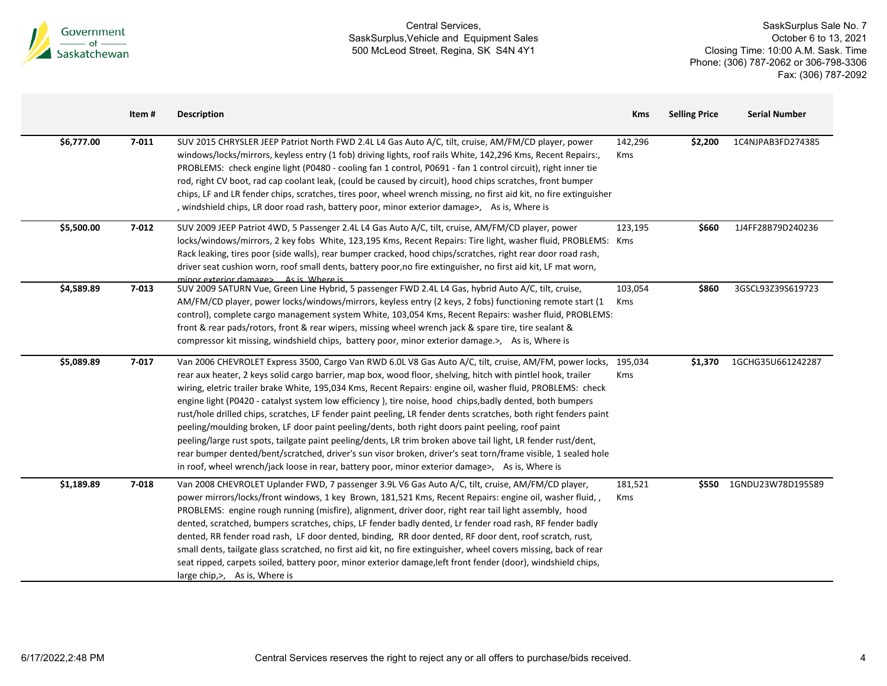| | Item # | Description | Kms | Selling Price | Serial Number |
|---|---|---|---|---|---|
| $6,777.00 | 7-011 | SUV 2015 CHRYSLER JEEP Patriot North FWD 2.4L L4 Gas Auto A/C, tilt, cruise, AM/FM/CD player, power windows/locks/mirrors, keyless entry (1 fob) driving lights, roof rails White, 142,296 Kms, Recent Repairs:, PROBLEMS: check engine light (P0480 - cooling fan 1 control, P0691 - fan 1 control circuit), right inner tie rod, right CV boot, rad cap coolant leak, (could be caused by circuit), hood chips scratches, front bumper chips, LF and LR fender chips, scratches, tires poor, wheel wrench missing, no first aid kit, no fire extinguisher , windshield chips, LR door road rash, battery poor, minor exterior damage>, As is, Where is | 142,296 Kms | $2,200 | 1C4NJPAB3FD274385 |
| $5,500.00 | 7-012 | SUV 2009 JEEP Patriot 4WD, 5 Passenger 2.4L L4 Gas Auto A/C, tilt, cruise, AM/FM/CD player, power locks/windows/mirrors, 2 key fobs White, 123,195 Kms, Recent Repairs: Tire light, washer fluid, PROBLEMS: Rack leaking, tires poor (side walls), rear bumper cracked, hood chips/scratches, right rear door road rash, driver seat cushion worn, roof small dents, battery poor,no fire extinguisher, no first aid kit, LF mat worn, minor exterior damage>, As is, Where is | 123,195 Kms | $660 | 1J4FF28B79D240236 |
| $4,589.89 | 7-013 | SUV 2009 SATURN Vue, Green Line Hybrid, 5 passenger FWD 2.4L L4 Gas, hybrid Auto A/C, tilt, cruise, AM/FM/CD player, power locks/windows/mirrors, keyless entry (2 keys, 2 fobs) functioning remote start (1 control), complete cargo management system White, 103,054 Kms, Recent Repairs: washer fluid, PROBLEMS: front & rear pads/rotors, front & rear wipers, missing wheel wrench jack & spare tire, tire sealant & compressor kit missing, windshield chips, battery poor, minor exterior damage.>, As is, Where is | 103,054 Kms | $860 | 3GSCL93Z39S619723 |
| $5,089.89 | 7-017 | Van 2006 CHEVROLET Express 3500, Cargo Van RWD 6.0L V8 Gas Auto A/C, tilt, cruise, AM/FM, power locks, rear aux heater, 2 keys solid cargo barrier, map box, wood floor, shelving, hitch with pintlel hook, trailer wiring, eletric trailer brake White, 195,034 Kms, Recent Repairs: engine oil, washer fluid, PROBLEMS: check engine light (P0420 - catalyst system low efficiency ), tire noise, hood chips,badly dented, both bumpers rust/hole drilled chips, scratches, LF fender paint peeling, LR fender dents scratches, both right fenders paint peeling/moulding broken, LF door paint peeling/dents, both right doors paint peeling, roof paint peeling/large rust spots, tailgate paint peeling/dents, LR trim broken above tail light, LR fender rust/dent, rear bumper dented/bent/scratched, driver's sun visor broken, driver's seat torn/frame visible, 1 sealed hole in roof, wheel wrench/jack loose in rear, battery poor, minor exterior damage>, As is, Where is | 195,034 Kms | $1,370 | 1GCHG35U661242287 |
| $1,189.89 | 7-018 | Van 2008 CHEVROLET Uplander FWD, 7 passenger 3.9L V6 Gas Auto A/C, tilt, cruise, AM/FM/CD player, power mirrors/locks/front windows, 1 key Brown, 181,521 Kms, Recent Repairs: engine oil, washer fluid, , PROBLEMS: engine rough running (misfire), alignment, driver door, right rear tail light assembly, hood dented, scratched, bumpers scratches, chips, LF fender badly dented, Lr fender road rash, RF fender badly dented, RR fender road rash, LF door dented, binding, RR door dented, RF door dent, roof scratch, rust, small dents, tailgate glass scratched, no first aid kit, no fire extinguisher, wheel covers missing, back of rear seat ripped, carpets soiled, battery poor, minor exterior damage,left front fender (door), windshield chips, large chip,>, As is, Where is | 181,521 Kms | $550 | 1GNDU23W78D195589 |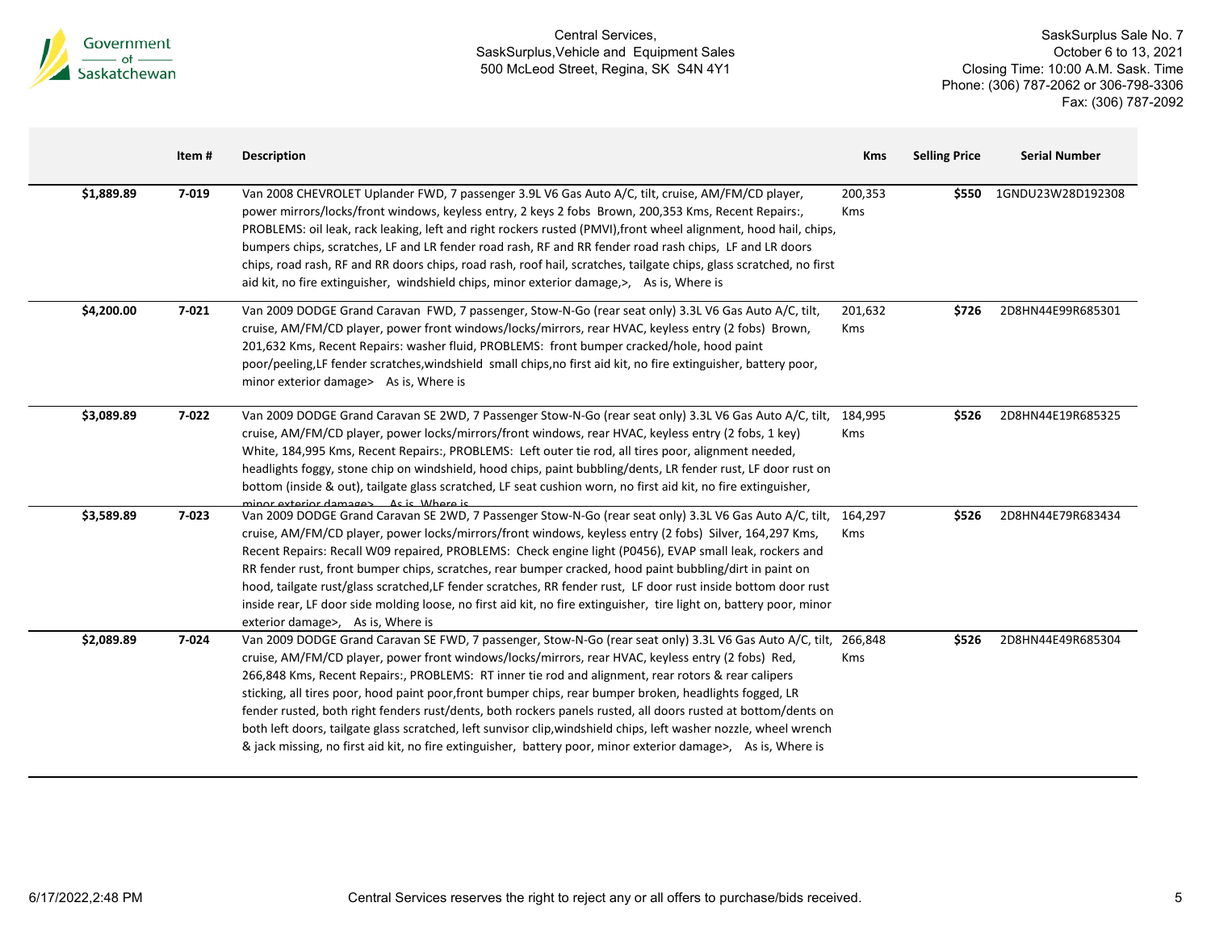Central Services,
SaskSurplus,Vehicle and Equipment Sales
500 McLeod Street, Regina, SK S4N 4Y1

SaskSurplus Sale No. 7
October 6 to 13, 2021
Closing Time: 10:00 A.M. Sask. Time
Phone: (306) 787-2062 or 306-798-3306
Fax: (306) 787-2092

| | Item # | Description | Kms | Selling Price | Serial Number |
|---|---|---|---|---|---|
| $1,889.89 | 7-019 | Van 2008 CHEVROLET Uplander FWD, 7 passenger 3.9L V6 Gas Auto A/C, tilt, cruise, AM/FM/CD player, power mirrors/locks/front windows, keyless entry, 2 keys 2 fobs Brown, 200,353 Kms, Recent Repairs:, PROBLEMS: oil leak, rack leaking, left and right rockers rusted (PMVI),front wheel alignment, hood hail, chips, bumpers chips, scratches, LF and LR fender road rash, RF and RR fender road rash chips, LF and LR doors chips, road rash, RF and RR doors chips, road rash, roof hail, scratches, tailgate chips, glass scratched, no first aid kit, no fire extinguisher, windshield chips, minor exterior damage,>, As is, Where is | 200,353 Kms | $550 | 1GNDU23W28D192308 |
| $4,200.00 | 7-021 | Van 2009 DODGE Grand Caravan FWD, 7 passenger, Stow-N-Go (rear seat only) 3.3L V6 Gas Auto A/C, tilt, cruise, AM/FM/CD player, power front windows/locks/mirrors, rear HVAC, keyless entry (2 fobs) Brown, 201,632 Kms, Recent Repairs: washer fluid, PROBLEMS: front bumper cracked/hole, hood paint poor/peeling,LF fender scratches,windshield small chips,no first aid kit, no fire extinguisher, battery poor, minor exterior damage> As is, Where is | 201,632 Kms | $726 | 2D8HN44E99R685301 |
| $3,089.89 | 7-022 | Van 2009 DODGE Grand Caravan SE 2WD, 7 Passenger Stow-N-Go (rear seat only) 3.3L V6 Gas Auto A/C, tilt, cruise, AM/FM/CD player, power locks/mirrors/front windows, rear HVAC, keyless entry (2 fobs, 1 key) White, 184,995 Kms, Recent Repairs:, PROBLEMS: Left outer tie rod, all tires poor, alignment needed, headlights foggy, stone chip on windshield, hood chips, paint bubbling/dents, LR fender rust, LF door rust on bottom (inside & out), tailgate glass scratched, LF seat cushion worn, no first aid kit, no fire extinguisher, minor exterior damage> As is, Where is | 184,995 Kms | $526 | 2D8HN44E19R685325 |
| $3,589.89 | 7-023 | Van 2009 DODGE Grand Caravan SE 2WD, 7 Passenger Stow-N-Go (rear seat only) 3.3L V6 Gas Auto A/C, tilt, cruise, AM/FM/CD player, power locks/mirrors/front windows, keyless entry (2 fobs) Silver, 164,297 Kms, Recent Repairs: Recall W09 repaired, PROBLEMS: Check engine light (P0456), EVAP small leak, rockers and RR fender rust, front bumper chips, scratches, rear bumper cracked, hood paint bubbling/dirt in paint on hood, tailgate rust/glass scratched,LF fender scratches, RR fender rust, LF door rust inside bottom door rust inside rear, LF door side molding loose, no first aid kit, no fire extinguisher, tire light on, battery poor, minor exterior damage>, As is, Where is | 164,297 Kms | $526 | 2D8HN44E79R683434 |
| $2,089.89 | 7-024 | Van 2009 DODGE Grand Caravan SE FWD, 7 passenger, Stow-N-Go (rear seat only) 3.3L V6 Gas Auto A/C, tilt, cruise, AM/FM/CD player, power front windows/locks/mirrors, rear HVAC, keyless entry (2 fobs) Red, 266,848 Kms, Recent Repairs:, PROBLEMS: RT inner tie rod and alignment, rear rotors & rear calipers sticking, all tires poor, hood paint poor,front bumper chips, rear bumper broken, headlights fogged, LR fender rusted, both right fenders rust/dents, both rockers panels rusted, all doors rusted at bottom/dents on both left doors, tailgate glass scratched, left sunvisor clip,windshield chips, left washer nozzle, wheel wrench & jack missing, no first aid kit, no fire extinguisher, battery poor, minor exterior damage>, As is, Where is | 266,848 Kms | $526 | 2D8HN44E49R685304 |

6/17/2022,2:48 PM

Central Services reserves the right to reject any or all offers to purchase/bids received.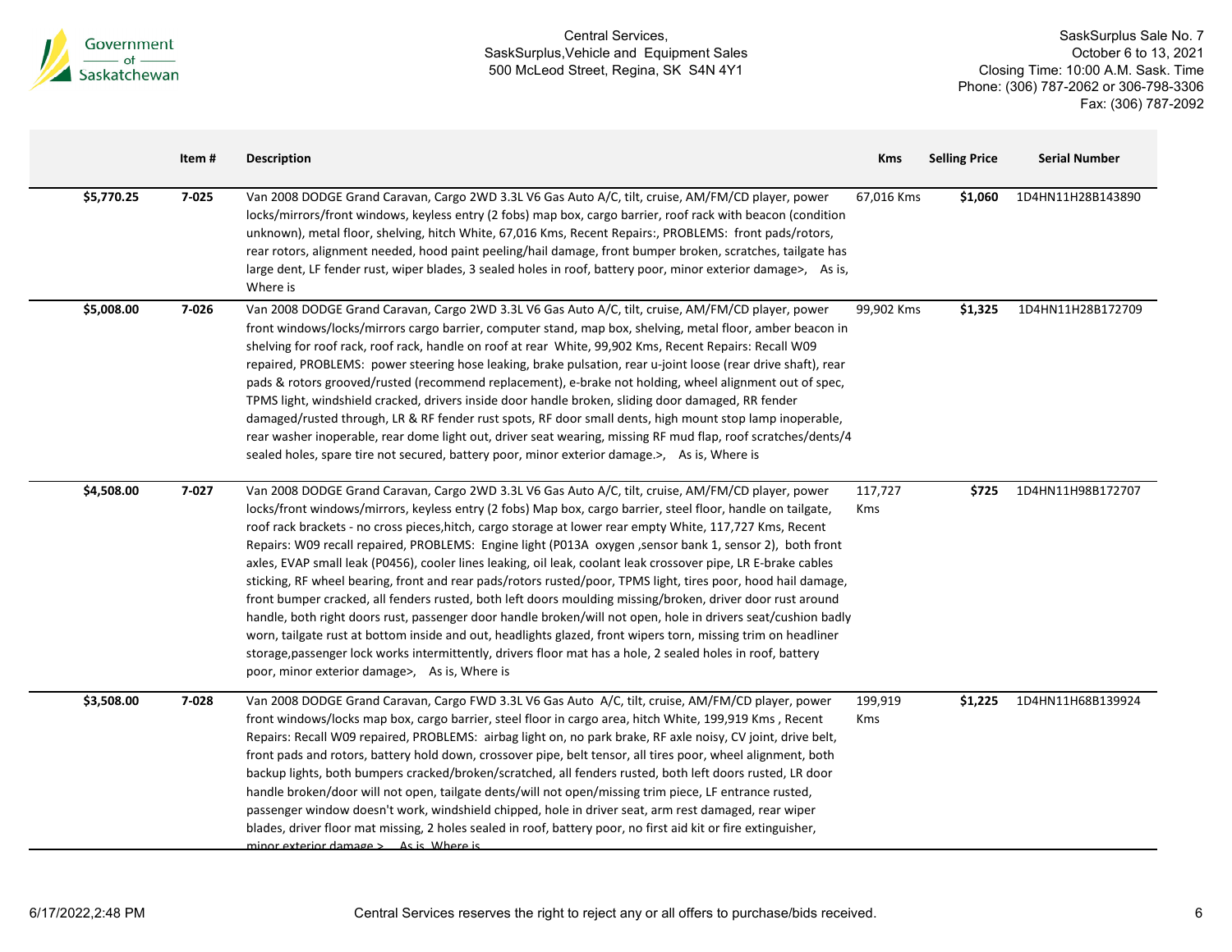| | Item # | Description | Kms | Selling Price | Serial Number |
|---|---|---|---|---|---|
| $5,770.25 | 7-025 | Van 2008 DODGE Grand Caravan, Cargo 2WD 3.3L V6 Gas Auto A/C, tilt, cruise, AM/FM/CD player, power locks/mirrors/front windows, keyless entry (2 fobs) map box, cargo barrier, roof rack with beacon (condition unknown), metal floor, shelving, hitch White, 67,016 Kms, Recent Repairs:, PROBLEMS: front pads/rotors, rear rotors, alignment needed, hood paint peeling/hail damage, front bumper broken, scratches, tailgate has large dent, LF fender rust, wiper blades, 3 sealed holes in roof, battery poor, minor exterior damage>, As is, Where is | 67,016 Kms | $1,060 | 1D4HN11H28B143890 |
| $5,008.00 | 7-026 | Van 2008 DODGE Grand Caravan, Cargo 2WD 3.3L V6 Gas Auto A/C, tilt, cruise, AM/FM/CD player, power front windows/locks/mirrors cargo barrier, computer stand, map box, shelving, metal floor, amber beacon in shelving for roof rack, roof rack, handle on roof at rear White, 99,902 Kms, Recent Repairs: Recall W09 repaired, PROBLEMS: power steering hose leaking, brake pulsation, rear u-joint loose (rear drive shaft), rear pads & rotors grooved/rusted (recommend replacement), e-brake not holding, wheel alignment out of spec, TPMS light, windshield cracked, drivers inside door handle broken, sliding door damaged, RR fender damaged/rusted through, LR & RF fender rust spots, RF door small dents, high mount stop lamp inoperable, rear washer inoperable, rear dome light out, driver seat wearing, missing RF mud flap, roof scratches/dents/4 sealed holes, spare tire not secured, battery poor, minor exterior damage.>, As is, Where is | 99,902 Kms | $1,325 | 1D4HN11H28B172709 |
| $4,508.00 | 7-027 | Van 2008 DODGE Grand Caravan, Cargo 2WD 3.3L V6 Gas Auto A/C, tilt, cruise, AM/FM/CD player, power locks/front windows/mirrors, keyless entry (2 fobs) Map box, cargo barrier, steel floor, handle on tailgate, roof rack brackets - no cross pieces,hitch, cargo storage at lower rear empty White, 117,727 Kms, Recent Repairs: W09 recall repaired, PROBLEMS: Engine light (P013A oxygen ,sensor bank 1, sensor 2), both front axles, EVAP small leak (P0456), cooler lines leaking, oil leak, coolant leak crossover pipe, LR E-brake cables sticking, RF wheel bearing, front and rear pads/rotors rusted/poor, TPMS light, tires poor, hood hail damage, front bumper cracked, all fenders rusted, both left doors moulding missing/broken, driver door rust around handle, both right doors rust, passenger door handle broken/will not open, hole in drivers seat/cushion badly worn, tailgate rust at bottom inside and out, headlights glazed, front wipers torn, missing trim on headliner storage,passenger lock works intermittently, drivers floor mat has a hole, 2 sealed holes in roof, battery poor, minor exterior damage>, As is, Where is | 117,727 Kms | $725 | 1D4HN11H98B172707 |
| $3,508.00 | 7-028 | Van 2008 DODGE Grand Caravan, Cargo FWD 3.3L V6 Gas Auto A/C, tilt, cruise, AM/FM/CD player, power front windows/locks map box, cargo barrier, steel floor in cargo area, hitch White, 199,919 Kms , Recent Repairs: Recall W09 repaired, PROBLEMS: airbag light on, no park brake, RF axle noisy, CV joint, drive belt, front pads and rotors, battery hold down, crossover pipe, belt tensor, all tires poor, wheel alignment, both backup lights, both bumpers cracked/broken/scratched, all fenders rusted, both left doors rusted, LR door handle broken/door will not open, tailgate dents/will not open/missing trim piece, LF entrance rusted, passenger window doesn't work, windshield chipped, hole in driver seat, arm rest damaged, rear wiper blades, driver floor mat missing, 2 holes sealed in roof, battery poor, no first aid kit or fire extinguisher, minor exterior damage.>, As is, Where is | 199,919 Kms | $1,225 | 1D4HN11H68B139924 |

Central Services reserves the right to reject any or all offers to purchase/bids received.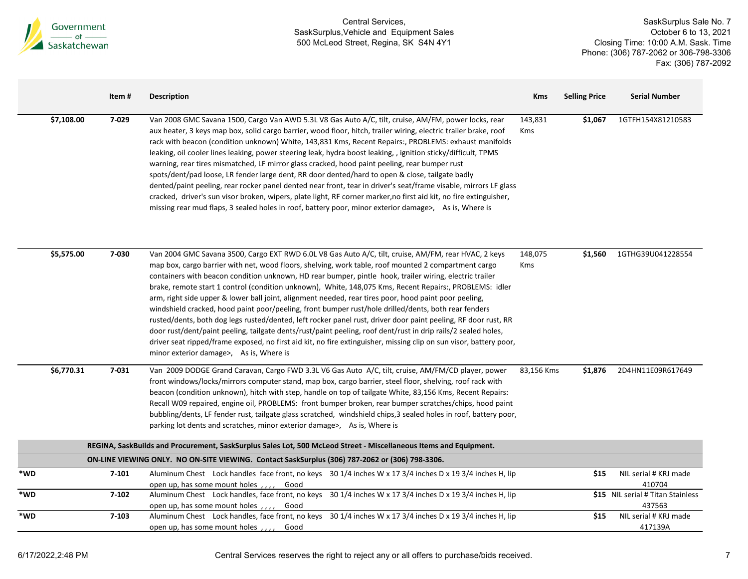| | Item # | Description | Kms | Selling Price | Serial Number |
|---|---|---|---|---|---|
| $7,108.00 | 7-029 | Van 2008 GMC Savana 1500, Cargo Van AWD 5.3L V8 Gas Auto A/C, tilt, cruise, AM/FM, power locks, rear aux heater, 3 keys map box, solid cargo barrier, wood floor, hitch, trailer wiring, electric trailer brake, roof rack with beacon (condition unknown) White, 143,831 Kms, Recent Repairs:, PROBLEMS: exhaust manifolds leaking, oil cooler lines leaking, power steering leak, hydra boost leaking, , ignition sticky/difficult, TPMS warning, rear tires mismatched, LF mirror glass cracked, hood paint peeling, rear bumper rust spots/dent/pad loose, LR fender large dent, RR door dented/hard to open & close, tailgate badly dented/paint peeling, rear rocker panel dented near front, tear in driver's seat/frame visable, mirrors LF glass cracked, driver's sun visor broken, wipers, plate light, RF corner marker,no first aid kit, no fire extinguisher, missing rear mud flaps, 3 sealed holes in roof, battery poor, minor exterior damage>, As is, Where is | 143,831 Kms | $1,067 | 1GTFH154X81210583 |
| $5,575.00 | 7-030 | Van 2004 GMC Savana 3500, Cargo EXT RWD 6.0L V8 Gas Auto A/C, tilt, cruise, AM/FM, rear HVAC, 2 keys map box, cargo barrier with net, wood floors, shelving, work table, roof mounted 2 compartment cargo containers with beacon condition unknown, HD rear bumper, pintle hook, trailer wiring, electric trailer brake, remote start 1 control (condition unknown), White, 148,075 Kms, Recent Repairs:, PROBLEMS: idler arm, right side upper & lower ball joint, alignment needed, rear tires poor, hood paint poor peeling, windshield cracked, hood paint poor/peeling, front bumper rust/hole drilled/dents, both rear fenders rusted/dents, both dog legs rusted/dented, left rocker panel rust, driver door paint peeling, RF door rust, RR door rust/dent/paint peeling, tailgate dents/rust/paint peeling, roof dent/rust in drip rails/2 sealed holes, driver seat ripped/frame exposed, no first aid kit, no fire extinguisher, missing clip on sun visor, battery poor, minor exterior damage>, As is, Where is | 148,075 Kms | $1,560 | 1GTHG39U041228554 |
| $6,770.31 | 7-031 | Van 2009 DODGE Grand Caravan, Cargo FWD 3.3L V6 Gas Auto A/C, tilt, cruise, AM/FM/CD player, power front windows/locks/mirrors computer stand, map box, cargo barrier, steel floor, shelving, roof rack with beacon (condition unknown), hitch with step, handle on top of tailgate White, 83,156 Kms, Recent Repairs: Recall W09 repaired, engine oil, PROBLEMS: front bumper broken, rear bumper scratches/chips, hood paint bubbling/dents, LF fender rust, tailgate glass scratched, windshield chips,3 sealed holes in roof, battery poor, parking lot dents and scratches, minor exterior damage>, As is, Where is | 83,156 Kms | $1,876 | 2D4HN11E09R617649 |
| | **REGINA, SaskBuilds and Procurement, SaskSurplus Sales Lot, 500 McLeod Street - Miscellaneous Items and Equipment.** | | | | |
| | **ON-LINE VIEWING ONLY. NO ON-SITE VIEWING. Contact SaskSurplus (306) 787-2062 or (306) 798-3306.** | | | | |
| *WD | 7-101 | Aluminum Chest Lock handles face front, no keys 30 1/4 inches W x 17 3/4 inches D x 19 3/4 inches H, lip open up, has some mount holes , , , , Good | | $15 | NIL serial # KRJ made 410704 |
| *WD | 7-102 | Aluminum Chest Lock handles, face front, no keys 30 1/4 inches W x 17 3/4 inches D x 19 3/4 inches H, lip open up, has some mount holes , , , , Good | | $15 | NIL serial # Titan Stainless 437563 |
| *WD | 7-103 | Aluminum Chest Lock handles, face front, no keys 30 1/4 inches W x 17 3/4 inches D x 19 3/4 inches H, lip open up, has some mount holes , , , , Good | | $15 | NIL serial # KRJ made 417139A |

Central Services reserves the right to reject any or all offers to purchase/bids received.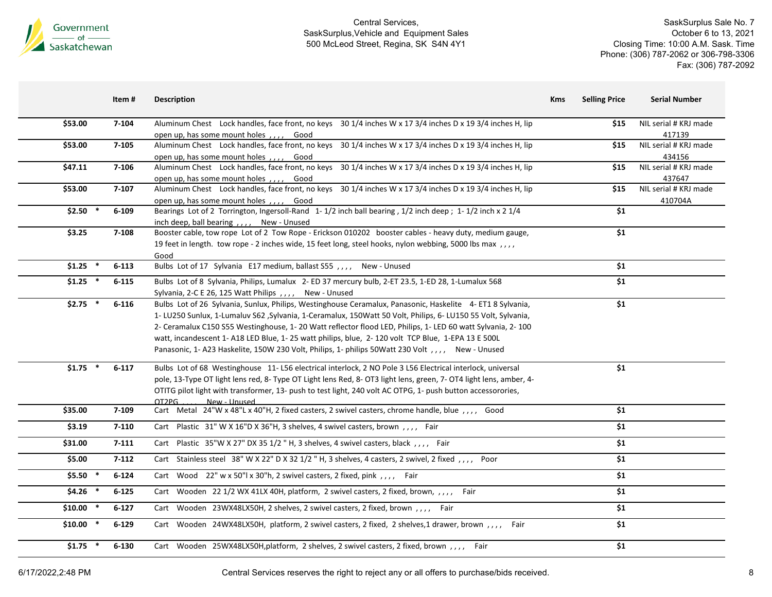| | Item # | Description | Kms | Selling Price | Serial Number |
|---|---|---|---|---|---|
| $53.00 | 7-104 | Aluminum Chest Lock handles, face front, no keys 30 1/4 inches W x 17 3/4 inches D x 19 3/4 inches H, lip open up, has some mount holes , , , , Good | | $15 | NIL serial # KRJ made 417139 |
| $53.00 | 7-105 | Aluminum Chest Lock handles, face front, no keys 30 1/4 inches W x 17 3/4 inches D x 19 3/4 inches H, lip open up, has some mount holes , , , , Good | | $15 | NIL serial # KRJ made 434156 |
| $47.11 | 7-106 | Aluminum Chest Lock handles, face front, no keys 30 1/4 inches W x 17 3/4 inches D x 19 3/4 inches H, lip open up, has some mount holes , , , , Good | | $15 | NIL serial # KRJ made 437647 |
| $53.00 | 7-107 | Aluminum Chest Lock handles, face front, no keys 30 1/4 inches W x 17 3/4 inches D x 19 3/4 inches H, lip open up, has some mount holes , , , , Good | | $15 | NIL serial # KRJ made 410704A |
| $2.50 * | 6-109 | Bearings Lot of 2 Torrington, Ingersoll-Rand 1- 1/2 inch ball bearing , 1/2 inch deep ; 1- 1/2 inch x 2 1/4 inch deep, ball bearing , , , , New - Unused | | $1 | |
| $3.25 | 7-108 | Booster cable, tow rope Lot of 2 Tow Rope - Erickson 010202 booster cables - heavy duty, medium gauge, 19 feet in length. tow rope - 2 inches wide, 15 feet long, steel hooks, nylon webbing, 5000 lbs max , , , , Good | | $1 | |
| $1.25 * | 6-113 | Bulbs Lot of 17 Sylvania E17 medium, ballast S55 , , , , New - Unused | | $1 | |
| $1.25 * | 6-115 | Bulbs Lot of 8 Sylvania, Philips, Lumalux 2- ED 37 mercury bulb, 2-ET 23.5, 1-ED 28, 1-Lumalux 568 Sylvania, 2-C E 26, 125 Watt Philips , , , , New - Unused | | $1 | |
| $2.75 * | 6-116 | Bulbs Lot of 26 Sylvania, Sunlux, Philips, Westinghouse Ceramalux, Panasonic, Haskelite 4- ET1 8 Sylvania, 1- LU250 Sunlux, 1-Lumaluv S62 ,Sylvania, 1-Ceramalux, 150Watt 50 Volt, Philips, 6- LU150 55 Volt, Sylvania, 2- Ceramalux C150 S55 Westinghouse, 1- 20 Watt reflector flood LED, Philips, 1- LED 60 watt Sylvania, 2- 100 watt, incandescent 1- A18 LED Blue, 1- 25 watt philips, blue, 2- 120 volt TCP Blue, 1-EPA 13 E 500L Panasonic, 1- A23 Haskelite, 150W 230 Volt, Philips, 1- philips 50Watt 230 Volt , , , , New - Unused | | $1 | |
| $1.75 * | 6-117 | Bulbs Lot of 68 Westinghouse 11- L56 electrical interlock, 2 NO Pole 3 L56 Electrical interlock, universal pole, 13-Type OT light lens red, 8- Type OT Light lens Red, 8- OT3 light lens, green, 7- OT4 light lens, amber, 4- OTITG pilot light with transformer, 13- push to test light, 240 volt AC OTPG, 1- push button accessorories, OT2PG , , , , New - Unused | | $1 | |
| $35.00 | 7-109 | Cart Metal 24"W x 48"L x 40"H, 2 fixed casters, 2 swivel casters, chrome handle, blue , , , , Good | | $1 | |
| $3.19 | 7-110 | Cart Plastic 31" W X 16"D X 36"H, 3 shelves, 4 swivel casters, brown , , , , Fair | | $1 | |
| $31.00 | 7-111 | Cart Plastic 35"W X 27" DX 35 1/2 " H, 3 shelves, 4 swivel casters, black , , , , Fair | | $1 | |
| $5.00 | 7-112 | Cart Stainless steel 38" W X 22" D X 32 1/2 " H, 3 shelves, 4 casters, 2 swivel, 2 fixed , , , , Poor | | $1 | |
| $5.50 * | 6-124 | Cart Wood 22" w x 50"l x 30"h, 2 swivel casters, 2 fixed, pink , , , , Fair | | $1 | |
| $4.26 * | 6-125 | Cart Wooden 22 1/2 WX 41LX 40H, platform, 2 swivel casters, 2 fixed, brown, , , , , Fair | | $1 | |
| $10.00 * | 6-127 | Cart Wooden 23WX48LX50H, 2 shelves, 2 swivel casters, 2 fixed, brown , , , , Fair | | $1 | |
| $10.00 * | 6-129 | Cart Wooden 24WX48LX50H, platform, 2 swivel casters, 2 fixed, 2 shelves,1 drawer, brown , , , , Fair | | $1 | |
| $1.75 * | 6-130 | Cart Wooden 25WX48LX50H,platform, 2 shelves, 2 swivel casters, 2 fixed, brown , , , , Fair | | $1 | |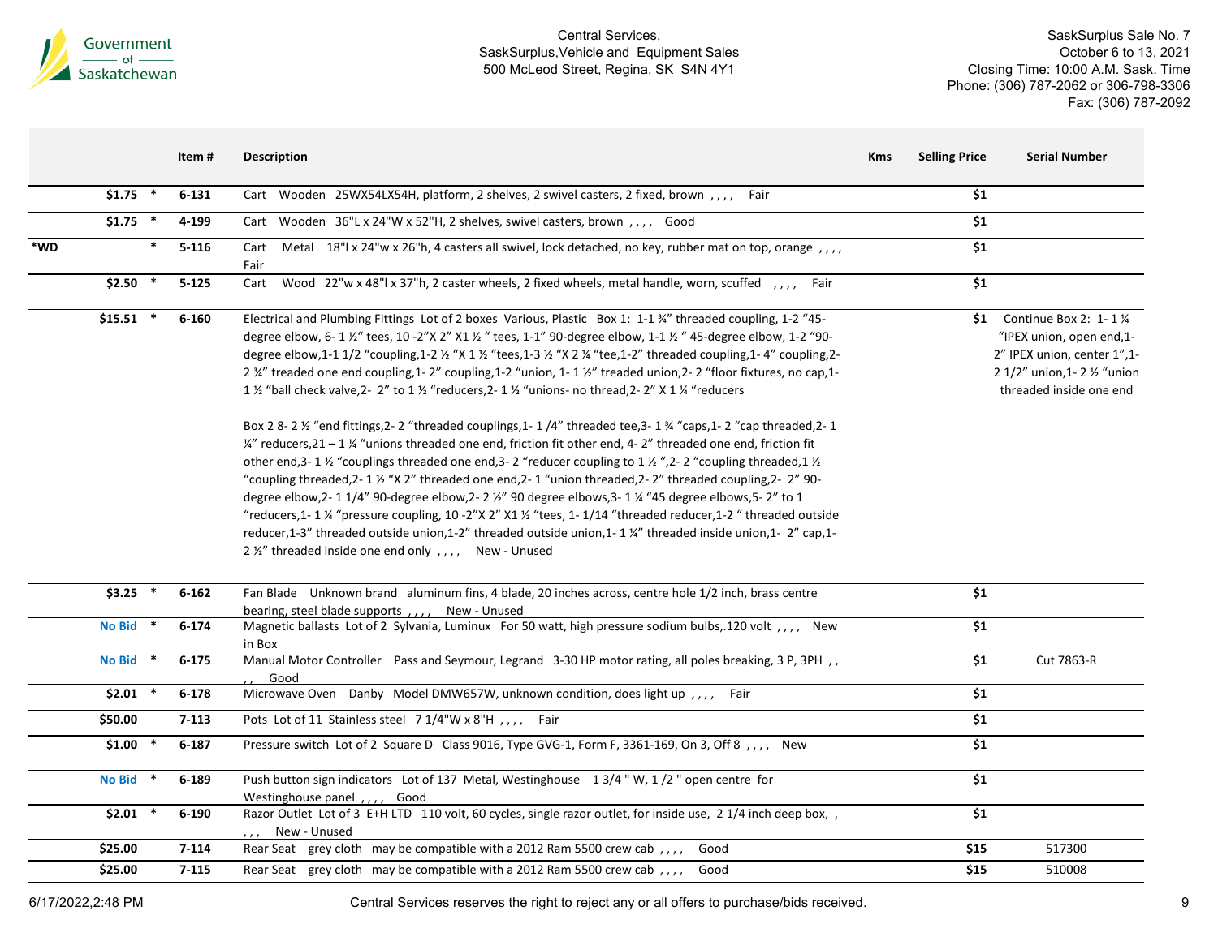Central Services,
SaskSurplus,Vehicle and Equipment Sales
500 McLeod Street, Regina, SK S4N 4Y1

SaskSurplus Sale No. 7
October 6 to 13, 2021
Closing Time: 10:00 A.M. Sask. Time
Phone: (306) 787-2062 or 306-798-3306
Fax: (306) 787-2092

| | | Item # | Description | Kms | Selling Price | Serial Number |
|---|---|---|---|---|---|---|
| | $1.75 * | 6-131 | Cart Wooden 25WX54LX54H, platform, 2 shelves, 2 swivel casters, 2 fixed, brown , , , , Fair | | $1 | |
| | $1.75 * | 4-199 | Cart Wooden 36"L x 24"W x 52"H, 2 shelves, swivel casters, brown , , , , Good | | $1 | |
| *WD | * | 5-116 | Cart Metal 18"l x 24"w x 26"h, 4 casters all swivel, lock detached, no key, rubber mat on top, orange , , , , Fair | | $1 | |
| | $2.50 * | 5-125 | Cart Wood 22"w x 48"l x 37"h, 2 caster wheels, 2 fixed wheels, metal handle, worn, scuffed , , , , Fair | | $1 | |
| | $15.51 * | 6-160 | Electrical and Plumbing Fittings Lot of 2 boxes Various, Plastic Box 1: 1-1 ¾" threaded coupling, 1-2 "45-degree elbow, 6- 1 ½" tees, 10 -2"X 2" X1 ½ " tees, 1-1" 90-degree elbow, 1-1 ½ " 45-degree elbow, 1-2 "90-degree elbow,1-1 1/2 "coupling,1-2 ½ "X 1 ½ "tees,1-3 ½ "X 2 ¼ "tee,1-2" threaded coupling,1- 4" coupling,2-2 ¾" treaded one end coupling,1- 2" coupling,1-2 "union, 1- 1 ½" treaded union,2- 2 "floor fixtures, no cap,1-1 ½ "ball check valve,2- 2" to 1 ½ "reducers,2- 1 ½ "unions- no thread,2- 2" X 1 ¼ "reducers<br><br>Box 2 8- 2 ½ "end fittings,2- 2 "threaded couplings,1- 1 /4" threaded tee,3- 1 ¾ "caps,1- 2 "cap threaded,2- 1 ¼" reducers,21 – 1 ¼ "unions threaded one end, friction fit other end, 4- 2" threaded one end, friction fit other end,3- 1 ½ "couplings threaded one end,3- 2 "reducer coupling to 1 ½ ",2- 2 "coupling threaded,1 ½ "coupling threaded,2- 1 ½ "X 2" threaded one end,2- 1 "union threaded,2- 2" threaded coupling,2- 2" 90-degree elbow,2- 1 1/4" 90-degree elbow,2- 2 ½" 90 degree elbows,3- 1 ¼ "45 degree elbows,5- 2" to 1 "reducers,1- 1 ¼ "pressure coupling, 10 -2"X 2" X1 ½ "tees, 1- 1/14 "threaded reducer,1-2 " threaded outside reducer,1-3" threaded outside union,1-2" threaded outside union,1- 1 ¼" threaded inside union,1- 2" cap,1-2 ½" threaded inside one end only , , , , New - Unused | | $1 | Continue Box 2: 1- 1 ¼ "IPEX union, open end,1-2" IPEX union, center 1",1-2 1/2" union,1- 2 ½ "union threaded inside one end |
| | $3.25 * | 6-162 | Fan Blade Unknown brand aluminum fins, 4 blade, 20 inches across, centre hole 1/2 inch, brass centre bearing, steel blade supports , , , , New - Unused | | $1 | |
| | No Bid * | 6-174 | Magnetic ballasts Lot of 2 Sylvania, Luminux For 50 watt, high pressure sodium bulbs,.120 volt , , , , New in Box | | $1 | |
| | No Bid * | 6-175 | Manual Motor Controller Pass and Seymour, Legrand 3-30 HP motor rating, all poles breaking, 3 P, 3PH , , , , Good | | $1 | Cut 7863-R |
| | $2.01 * | 6-178 | Microwave Oven Danby Model DMW657W, unknown condition, does light up , , , , Fair | | $1 | |
| | $50.00 | 7-113 | Pots Lot of 11 Stainless steel 7 1/4"W x 8"H , , , , Fair | | $1 | |
| | $1.00 * | 6-187 | Pressure switch Lot of 2 Square D Class 9016, Type GVG-1, Form F, 3361-169, On 3, Off 8 , , , , New | | $1 | |
| | No Bid * | 6-189 | Push button sign indicators Lot of 137 Metal, Westinghouse 1 3/4 " W, 1 /2 " open centre for Westinghouse panel , , , , Good | | $1 | |
| | $2.01 * | 6-190 | Razor Outlet Lot of 3 E+H LTD 110 volt, 60 cycles, single razor outlet, for inside use, 2 1/4 inch deep box, , , , , New - Unused | | $1 | |
| | $25.00 | 7-114 | Rear Seat grey cloth may be compatible with a 2012 Ram 5500 crew cab , , , , Good | | $15 | 517300 |
| | $25.00 | 7-115 | Rear Seat grey cloth may be compatible with a 2012 Ram 5500 crew cab , , , , Good | | $15 | 510008 |

6/17/2022,2:48 PM

Central Services reserves the right to reject any or all offers to purchase/bids received.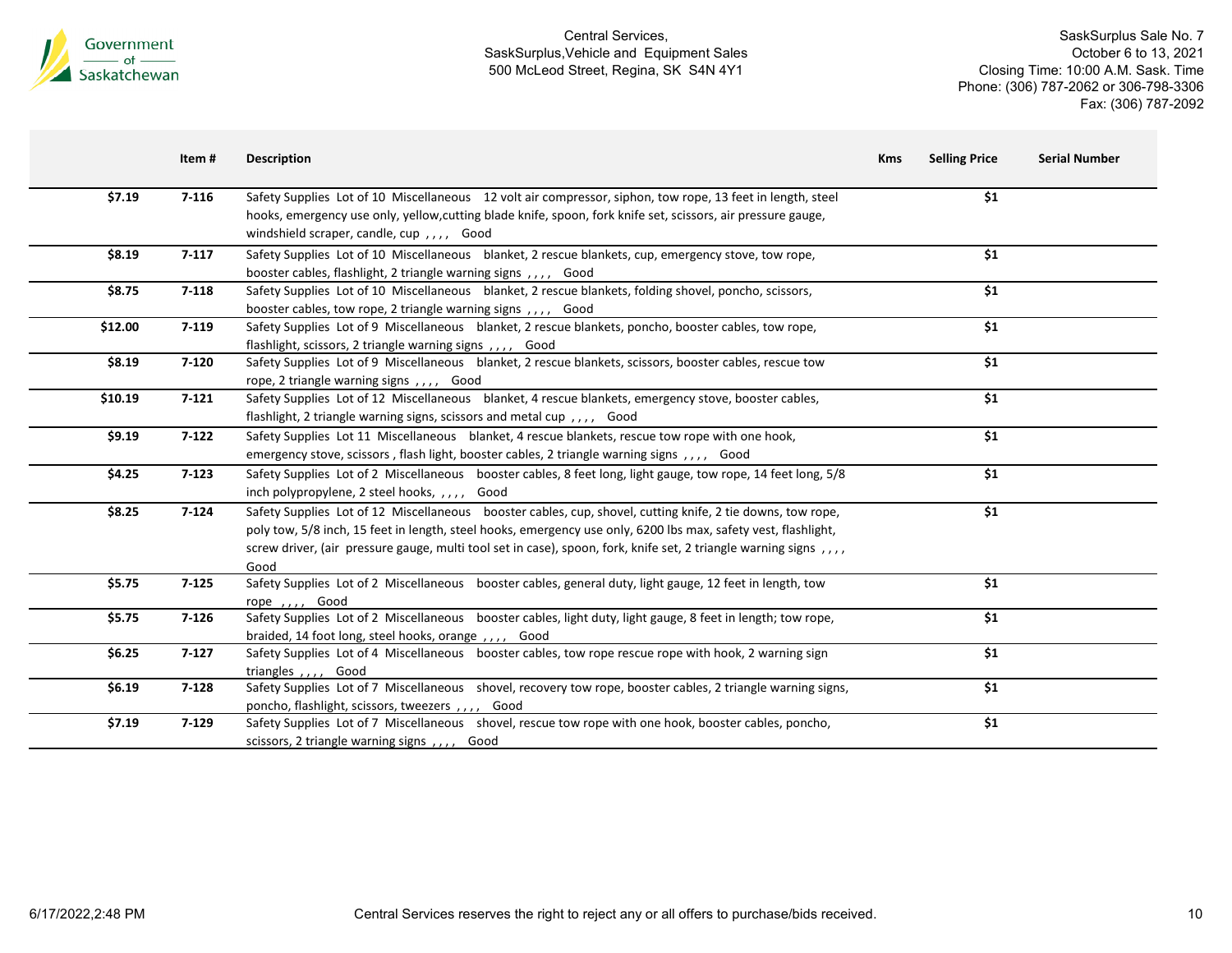Central Services,
SaskSurplus,Vehicle and Equipment Sales
500 McLeod Street, Regina, SK S4N 4Y1

SaskSurplus Sale No. 7
October 6 to 13, 2021
Closing Time: 10:00 A.M. Sask. Time
Phone: (306) 787-2062 or 306-798-3306
Fax: (306) 787-2092

| | Item # | Description | Kms | Selling Price | Serial Number |
|---|---|---|---|---|---|
| $7.19 | 7-116 | Safety Supplies Lot of 10 Miscellaneous 12 volt air compressor, siphon, tow rope, 13 feet in length, steel hooks, emergency use only, yellow,cutting blade knife, spoon, fork knife set, scissors, air pressure gauge, windshield scraper, candle, cup , , , , Good | | $1 | |
| $8.19 | 7-117 | Safety Supplies Lot of 10 Miscellaneous blanket, 2 rescue blankets, cup, emergency stove, tow rope, booster cables, flashlight, 2 triangle warning signs , , , , Good | | $1 | |
| $8.75 | 7-118 | Safety Supplies Lot of 10 Miscellaneous blanket, 2 rescue blankets, folding shovel, poncho, scissors, booster cables, tow rope, 2 triangle warning signs , , , , Good | | $1 | |
| $12.00 | 7-119 | Safety Supplies Lot of 9 Miscellaneous blanket, 2 rescue blankets, poncho, booster cables, tow rope, flashlight, scissors, 2 triangle warning signs , , , , Good | | $1 | |
| $8.19 | 7-120 | Safety Supplies Lot of 9 Miscellaneous blanket, 2 rescue blankets, scissors, booster cables, rescue tow rope, 2 triangle warning signs , , , , Good | | $1 | |
| $10.19 | 7-121 | Safety Supplies Lot of 12 Miscellaneous blanket, 4 rescue blankets, emergency stove, booster cables, flashlight, 2 triangle warning signs, scissors and metal cup , , , , Good | | $1 | |
| $9.19 | 7-122 | Safety Supplies Lot 11 Miscellaneous blanket, 4 rescue blankets, rescue tow rope with one hook, emergency stove, scissors , flash light, booster cables, 2 triangle warning signs , , , , Good | | $1 | |
| $4.25 | 7-123 | Safety Supplies Lot of 2 Miscellaneous booster cables, 8 feet long, light gauge, tow rope, 14 feet long, 5/8 inch polypropylene, 2 steel hooks, , , , , Good | | $1 | |
| $8.25 | 7-124 | Safety Supplies Lot of 12 Miscellaneous booster cables, cup, shovel, cutting knife, 2 tie downs, tow rope, poly tow, 5/8 inch, 15 feet in length, steel hooks, emergency use only, 6200 lbs max, safety vest, flashlight, screw driver, (air pressure gauge, multi tool set in case), spoon, fork, knife set, 2 triangle warning signs , , , , Good | | $1 | |
| $5.75 | 7-125 | Safety Supplies Lot of 2 Miscellaneous booster cables, general duty, light gauge, 12 feet in length, tow rope , , , , Good | | $1 | |
| $5.75 | 7-126 | Safety Supplies Lot of 2 Miscellaneous booster cables, light duty, light gauge, 8 feet in length; tow rope, braided, 14 foot long, steel hooks, orange , , , , Good | | $1 | |
| $6.25 | 7-127 | Safety Supplies Lot of 4 Miscellaneous booster cables, tow rope rescue rope with hook, 2 warning sign triangles , , , , Good | | $1 | |
| $6.19 | 7-128 | Safety Supplies Lot of 7 Miscellaneous shovel, recovery tow rope, booster cables, 2 triangle warning signs, poncho, flashlight, scissors, tweezers , , , , Good | | $1 | |
| $7.19 | 7-129 | Safety Supplies Lot of 7 Miscellaneous shovel, rescue tow rope with one hook, booster cables, poncho, scissors, 2 triangle warning signs , , , , Good | | $1 | |

Central Services reserves the right to reject any or all offers to purchase/bids received.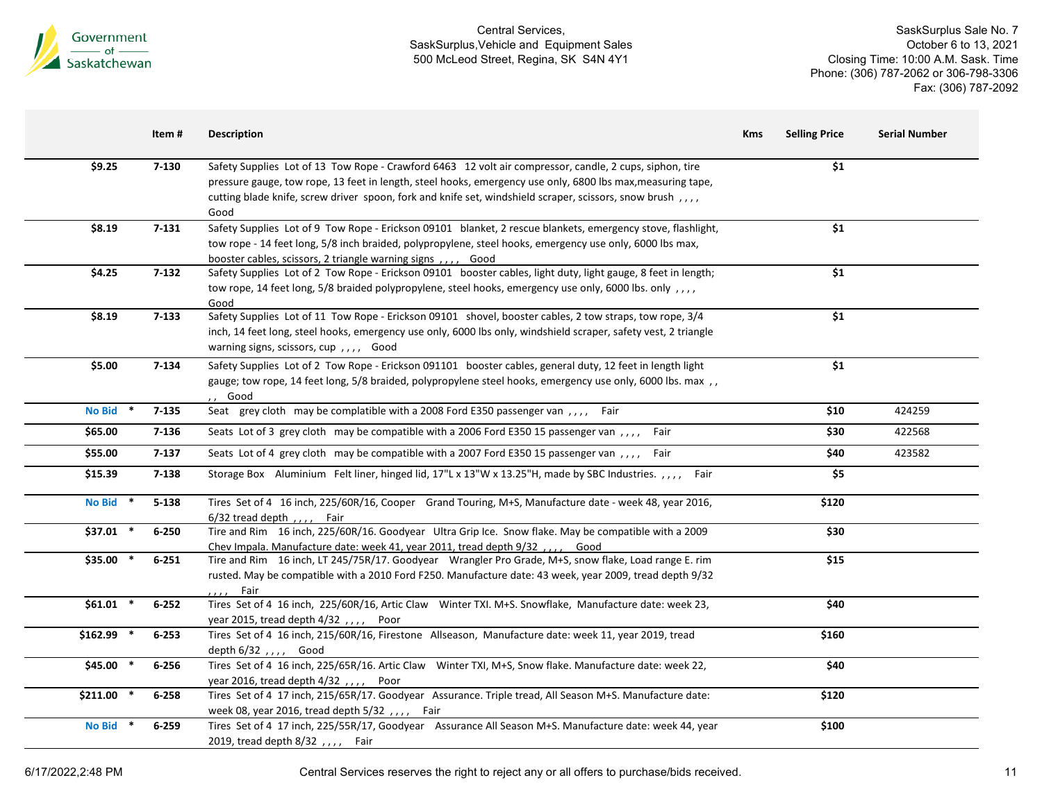Central Services, SaskSurplus,Vehicle and Equipment Sales
500 McLeod Street, Regina, SK S4N 4Y1

SaskSurplus Sale No. 7
October 6 to 13, 2021
Closing Time: 10:00 A.M. Sask. Time
Phone: (306) 787-2062 or 306-798-3306
Fax: (306) 787-2092

| | Item # | Description | Kms | Selling Price | Serial Number |
|---|---|---|---|---|---|
| $9.25 | 7-130 | Safety Supplies Lot of 13 Tow Rope - Crawford 6463 12 volt air compressor, candle, 2 cups, siphon, tire pressure gauge, tow rope, 13 feet in length, steel hooks, emergency use only, 6800 lbs max,measuring tape, cutting blade knife, screw driver spoon, fork and knife set, windshield scraper, scissors, snow brush , , , , Good | | $1 | |
| $8.19 | 7-131 | Safety Supplies Lot of 9 Tow Rope - Erickson 09101 blanket, 2 rescue blankets, emergency stove, flashlight, tow rope - 14 feet long, 5/8 inch braided, polypropylene, steel hooks, emergency use only, 6000 lbs max, booster cables, scissors, 2 triangle warning signs , , , , Good | | $1 | |
| $4.25 | 7-132 | Safety Supplies Lot of 2 Tow Rope - Erickson 09101 booster cables, light duty, light gauge, 8 feet in length; tow rope, 14 feet long, 5/8 braided polypropylene, steel hooks, emergency use only, 6000 lbs. only , , , , Good | | $1 | |
| $8.19 | 7-133 | Safety Supplies Lot of 11 Tow Rope - Erickson 09101 shovel, booster cables, 2 tow straps, tow rope, 3/4 inch, 14 feet long, steel hooks, emergency use only, 6000 lbs only, windshield scraper, safety vest, 2 triangle warning signs, scissors, cup , , , , Good | | $1 | |
| $5.00 | 7-134 | Safety Supplies Lot of 2 Tow Rope - Erickson 091101 booster cables, general duty, 12 feet in length light gauge; tow rope, 14 feet long, 5/8 braided, polypropylene steel hooks, emergency use only, 6000 lbs. max , , , , Good | | $1 | |
| No Bid * | 7-135 | Seat grey cloth may be complatible with a 2008 Ford E350 passenger van , , , , Fair | | $10 | 424259 |
| $65.00 | 7-136 | Seats Lot of 3 grey cloth may be compatible with a 2006 Ford E350 15 passenger van , , , , Fair | | $30 | 422568 |
| $55.00 | 7-137 | Seats Lot of 4 grey cloth may be compatible with a 2007 Ford E350 15 passenger van , , , , Fair | | $40 | 423582 |
| $15.39 | 7-138 | Storage Box Aluminium Felt liner, hinged lid, 17"L x 13"W x 13.25"H, made by SBC Industries. , , , , Fair | | $5 | |
| No Bid * | 5-138 | Tires Set of 4 16 inch, 225/60R/16, Cooper Grand Touring, M+S, Manufacture date - week 48, year 2016, 6/32 tread depth , , , , Fair | | $120 | |
| $37.01 * | 6-250 | Tire and Rim 16 inch, 225/60R/16. Goodyear Ultra Grip Ice. Snow flake. May be compatible with a 2009 Chev Impala. Manufacture date: week 41, year 2011, tread depth 9/32 , , , , Good | | $30 | |
| $35.00 * | 6-251 | Tire and Rim 16 inch, LT 245/75R/17. Goodyear Wrangler Pro Grade, M+S, snow flake, Load range E. rim rusted. May be compatible with a 2010 Ford F250. Manufacture date: 43 week, year 2009, tread depth 9/32 , , , , Fair | | $15 | |
| $61.01 * | 6-252 | Tires Set of 4 16 inch, 225/60R/16, Artic Claw Winter TXI. M+S. Snowflake, Manufacture date: week 23, year 2015, tread depth 4/32 , , , , Poor | | $40 | |
| $162.99 * | 6-253 | Tires Set of 4 16 inch, 215/60R/16, Firestone Allseason, Manufacture date: week 11, year 2019, tread depth 6/32 , , , , Good | | $160 | |
| $45.00 * | 6-256 | Tires Set of 4 16 inch, 225/65R/16. Artic Claw Winter TXI, M+S, Snow flake. Manufacture date: week 22, year 2016, tread depth 4/32 , , , , Poor | | $40 | |
| $211.00 * | 6-258 | Tires Set of 4 17 inch, 215/65R/17. Goodyear Assurance. Triple tread, All Season M+S. Manufacture date: week 08, year 2016, tread depth 5/32 , , , , Fair | | $120 | |
| No Bid * | 6-259 | Tires Set of 4 17 inch, 225/55R/17, Goodyear Assurance All Season M+S. Manufacture date: week 44, year 2019, tread depth 8/32 , , , , Fair | | $100 | |

6/17/2022,2:48 PM — Central Services reserves the right to reject any or all offers to purchase/bids received.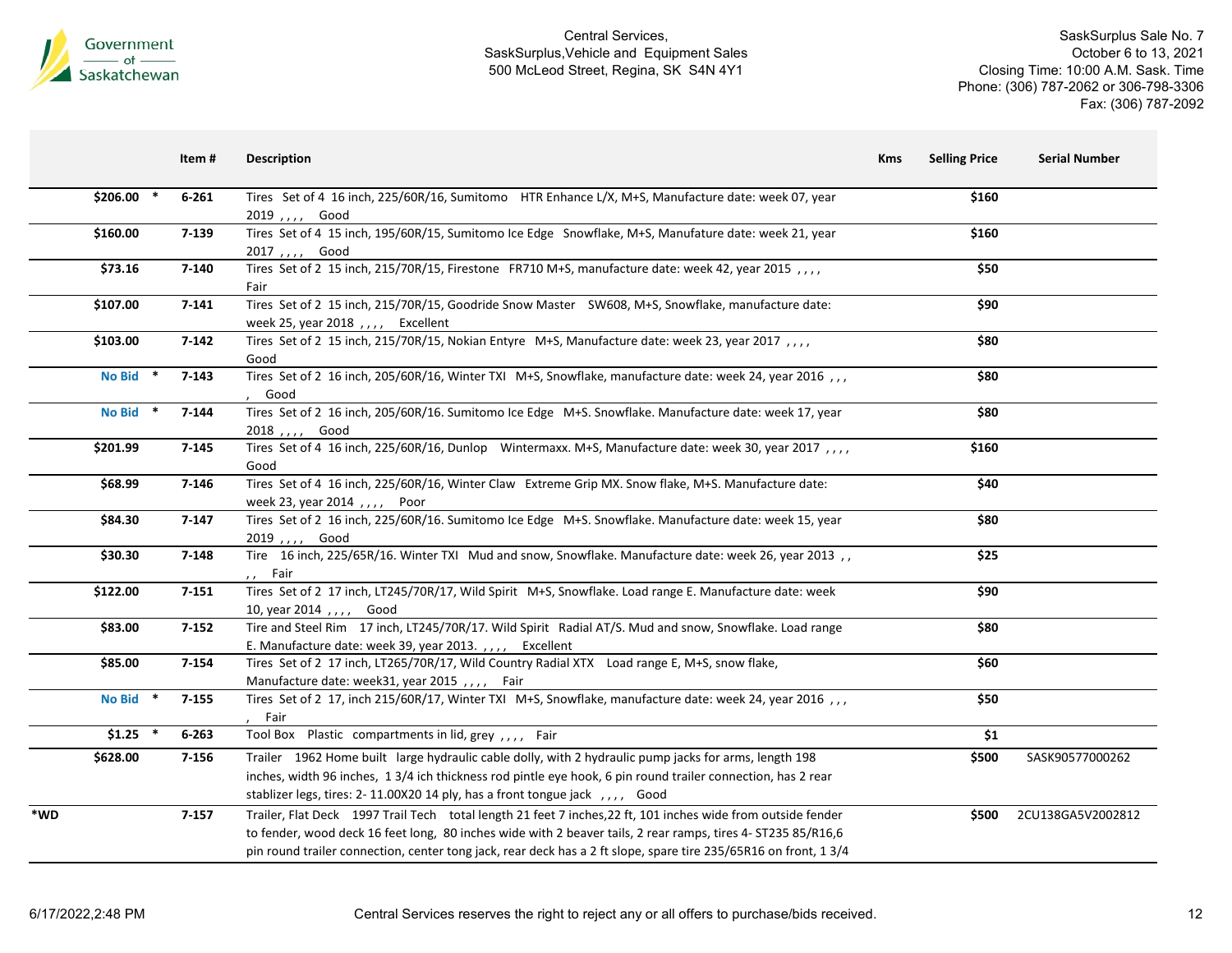Central Services,
SaskSurplus,Vehicle and Equipment Sales
500 McLeod Street, Regina, SK S4N 4Y1

SaskSurplus Sale No. 7
October 6 to 13, 2021
Closing Time: 10:00 A.M. Sask. Time
Phone: (306) 787-2062 or 306-798-3306
Fax: (306) 787-2092

| | Item # | Description | Kms | Selling Price | Serial Number |
|---|---|---|---|---|---|
| $206.00 * | 6-261 | Tires Set of 4 16 inch, 225/60R/16, Sumitomo HTR Enhance L/X, M+S, Manufacture date: week 07, year 2019 , , , , Good | | $160 | |
| $160.00 | 7-139 | Tires Set of 4 15 inch, 195/60R/15, Sumitomo Ice Edge Snowflake, M+S, Manufature date: week 21, year 2017 , , , , Good | | $160 | |
| $73.16 | 7-140 | Tires Set of 2 15 inch, 215/70R/15, Firestone FR710 M+S, manufacture date: week 42, year 2015 , , , , Fair | | $50 | |
| $107.00 | 7-141 | Tires Set of 2 15 inch, 215/70R/15, Goodride Snow Master SW608, M+S, Snowflake, manufacture date: week 25, year 2018 , , , , Excellent | | $90 | |
| $103.00 | 7-142 | Tires Set of 2 15 inch, 215/70R/15, Nokian Entyre M+S, Manufacture date: week 23, year 2017 , , , , Good | | $80 | |
| No Bid * | 7-143 | Tires Set of 2 16 inch, 205/60R/16, Winter TXI M+S, Snowflake, manufacture date: week 24, year 2016 , , , , Good | | $80 | |
| No Bid * | 7-144 | Tires Set of 2 16 inch, 205/60R/16. Sumitomo Ice Edge M+S. Snowflake. Manufacture date: week 17, year 2018 , , , , Good | | $80 | |
| $201.99 | 7-145 | Tires Set of 4 16 inch, 225/60R/16, Dunlop Wintermaxx. M+S, Manufacture date: week 30, year 2017 , , , , Good | | $160 | |
| $68.99 | 7-146 | Tires Set of 4 16 inch, 225/60R/16, Winter Claw Extreme Grip MX. Snow flake, M+S. Manufacture date: week 23, year 2014 , , , , Poor | | $40 | |
| $84.30 | 7-147 | Tires Set of 2 16 inch, 225/60R/16. Sumitomo Ice Edge M+S. Snowflake. Manufacture date: week 15, year 2019 , , , , Good | | $80 | |
| $30.30 | 7-148 | Tire 16 inch, 225/65R/16. Winter TXI Mud and snow, Snowflake. Manufacture date: week 26, year 2013 , , , , Fair | | $25 | |
| $122.00 | 7-151 | Tires Set of 2 17 inch, LT245/70R/17, Wild Spirit M+S, Snowflake. Load range E. Manufacture date: week 10, year 2014 , , , , Good | | $90 | |
| $83.00 | 7-152 | Tire and Steel Rim 17 inch, LT245/70R/17. Wild Spirit Radial AT/S. Mud and snow, Snowflake. Load range E. Manufacture date: week 39, year 2013. , , , , Excellent | | $80 | |
| $85.00 | 7-154 | Tires Set of 2 17 inch, LT265/70R/17, Wild Country Radial XTX Load range E, M+S, snow flake, Manufacture date: week31, year 2015 , , , , Fair | | $60 | |
| No Bid * | 7-155 | Tires Set of 2 17, inch 215/60R/17, Winter TXI M+S, Snowflake, manufacture date: week 24, year 2016 , , , , Fair | | $50 | |
| $1.25 * | 6-263 | Tool Box Plastic compartments in lid, grey , , , , Fair | | $1 | |
| $628.00 | 7-156 | Trailer 1962 Home built large hydraulic cable dolly, with 2 hydraulic pump jacks for arms, length 198 inches, width 96 inches, 1 3/4 ich thickness rod pintle eye hook, 6 pin round trailer connection, has 2 rear stablizer legs, tires: 2- 11.00X20 14 ply, has a front tongue jack , , , , Good | | $500 | SASK90577000262 |
| *WD | 7-157 | Trailer, Flat Deck 1997 Trail Tech total length 21 feet 7 inches,22 ft, 101 inches wide from outside fender to fender, wood deck 16 feet long, 80 inches wide with 2 beaver tails, 2 rear ramps, tires 4- ST235 85/R16,6 pin round trailer connection, center tong jack, rear deck has a 2 ft slope, spare tire 235/65R16 on front, 1 3/4 | | $500 | 2CU138GA5V2002812 |

Central Services reserves the right to reject any or all offers to purchase/bids received.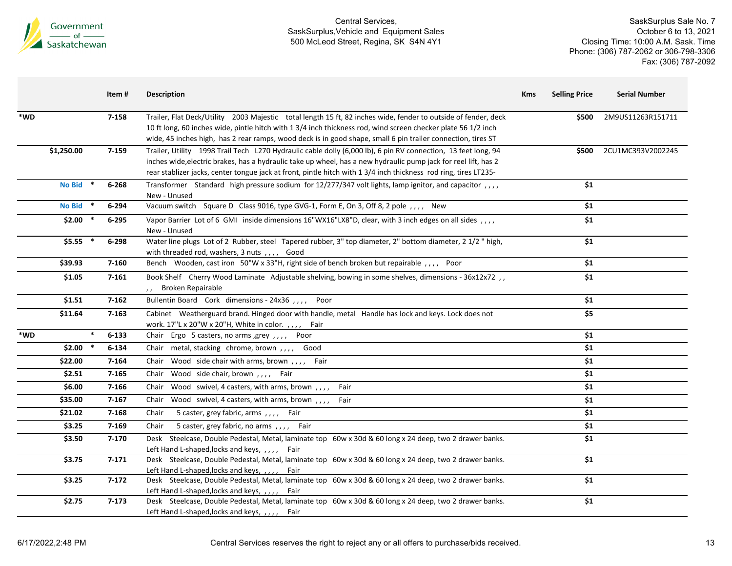Central Services,
SaskSurplus,Vehicle and Equipment Sales
500 McLeod Street, Regina, SK S4N 4Y1

SaskSurplus Sale No. 7
October 6 to 13, 2021
Closing Time: 10:00 A.M. Sask. Time
Phone: (306) 787-2062 or 306-798-3306
Fax: (306) 787-2092

| | | Item # | Description | Kms | Selling Price | Serial Number |
|---|---|---|---|---|---|---|
| *WD | | 7-158 | Trailer, Flat Deck/Utility 2003 Majestic total length 15 ft, 82 inches wide, fender to outside of fender, deck 10 ft long, 60 inches wide, pintle hitch with 1 3/4 inch thickness rod, wind screen checker plate 56 1/2 inch wide, 45 inches high, has 2 rear ramps, wood deck is in good shape, small 6 pin trailer connection, tires ST | | $500 | 2M9US11263R151711 |
| $1,250.00 | | 7-159 | Trailer, Utility 1998 Trail Tech L270 Hydraulic cable dolly (6,000 lb), 6 pin RV connection, 13 feet long, 94 inches wide,electric brakes, has a hydraulic take up wheel, has a new hydraulic pump jack for reel lift, has 2 rear stablizer jacks, center tongue jack at front, pintle hitch with 1 3/4 inch thickness rod ring, tires LT235- | | $500 | 2CU1MC393V2002245 |
| No Bid | * | 6-268 | Transformer Standard high pressure sodium for 12/277/347 volt lights, lamp ignitor, and capacitor , , , , New - Unused | | $1 | |
| No Bid | * | 6-294 | Vacuum switch Square D Class 9016, type GVG-1, Form E, On 3, Off 8, 2 pole , , , , New | | $1 | |
| $2.00 | * | 6-295 | Vapor Barrier Lot of 6 GMI inside dimensions 16"WX16"LX8"D, clear, with 3 inch edges on all sides , , , , New - Unused | | $1 | |
| $5.55 | * | 6-298 | Water line plugs Lot of 2 Rubber, steel Tapered rubber, 3" top diameter, 2" bottom diameter, 2 1/2 " high, with threaded rod, washers, 3 nuts , , , , Good | | $1 | |
| $39.93 | | 7-160 | Bench Wooden, cast iron 50"W x 33"H, right side of bench broken but repairable , , , , Poor | | $1 | |
| $1.05 | | 7-161 | Book Shelf Cherry Wood Laminate Adjustable shelving, bowing in some shelves, dimensions - 36x12x72 , , , , Broken Repairable | | $1 | |
| $1.51 | | 7-162 | Bullentin Board Cork dimensions - 24x36 , , , , Poor | | $1 | |
| $11.64 | | 7-163 | Cabinet Weatherguard brand. Hinged door with handle, metal Handle has lock and keys. Lock does not work. 17"L x 20"W x 20"H, White in color. , , , , Fair | | $5 | |
| *WD | * | 6-133 | Chair Ergo 5 casters, no arms ,grey , , , , Poor | | $1 | |
| $2.00 | * | 6-134 | Chair metal, stacking chrome, brown , , , , Good | | $1 | |
| $22.00 | | 7-164 | Chair Wood side chair with arms, brown , , , , Fair | | $1 | |
| $2.51 | | 7-165 | Chair Wood side chair, brown , , , , Fair | | $1 | |
| $6.00 | | 7-166 | Chair Wood swivel, 4 casters, with arms, brown , , , , Fair | | $1 | |
| $35.00 | | 7-167 | Chair Wood swivel, 4 casters, with arms, brown , , , , Fair | | $1 | |
| $21.02 | | 7-168 | Chair 5 caster, grey fabric, arms , , , , Fair | | $1 | |
| $3.25 | | 7-169 | Chair 5 caster, grey fabric, no arms , , , , Fair | | $1 | |
| $3.50 | | 7-170 | Desk Steelcase, Double Pedestal, Metal, laminate top 60w x 30d & 60 long x 24 deep, two 2 drawer banks. Left Hand L-shaped,locks and keys, , , , , Fair | | $1 | |
| $3.75 | | 7-171 | Desk Steelcase, Double Pedestal, Metal, laminate top 60w x 30d & 60 long x 24 deep, two 2 drawer banks. Left Hand L-shaped,locks and keys, , , , , Fair | | $1 | |
| $3.25 | | 7-172 | Desk Steelcase, Double Pedestal, Metal, laminate top 60w x 30d & 60 long x 24 deep, two 2 drawer banks. Left Hand L-shaped,locks and keys, , , , , Fair | | $1 | |
| $2.75 | | 7-173 | Desk Steelcase, Double Pedestal, Metal, laminate top 60w x 30d & 60 long x 24 deep, two 2 drawer banks. Left Hand L-shaped,locks and keys, , , , , Fair | | $1 | |

Central Services reserves the right to reject any or all offers to purchase/bids received.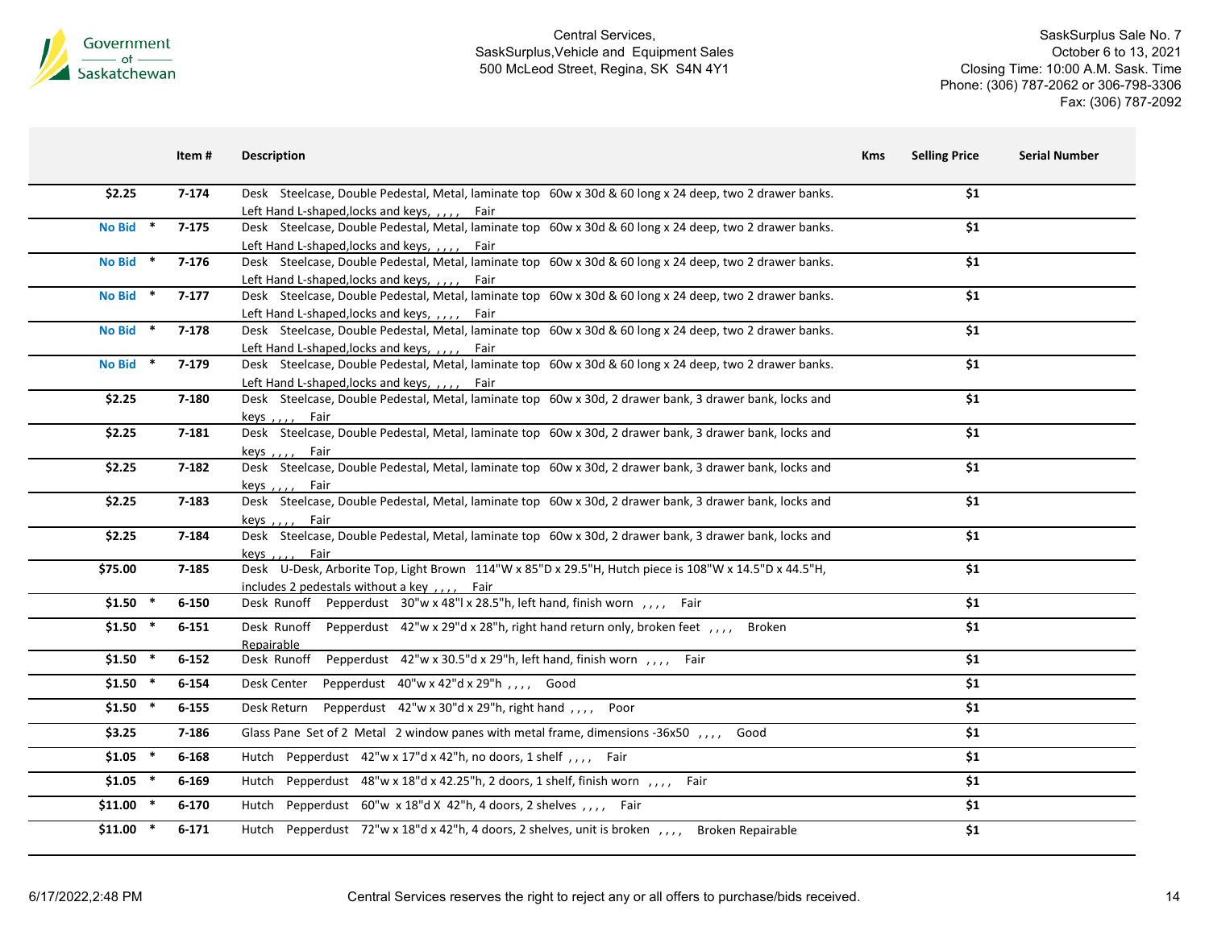Central Services,
SaskSurplus,Vehicle and Equipment Sales
500 McLeod Street, Regina, SK S4N 4Y1

SaskSurplus Sale No. 7
October 6 to 13, 2021
Closing Time: 10:00 A.M. Sask. Time
Phone: (306) 787-2062 or 306-798-3306
Fax: (306) 787-2092

| | Item # | Description | Kms | Selling Price | Serial Number |
|---|---|---|---|---|---|
| $2.25 | 7-174 | Desk Steelcase, Double Pedestal, Metal, laminate top 60w x 30d & 60 long x 24 deep, two 2 drawer banks. Left Hand L-shaped,locks and keys, , , , , Fair | | $1 | |
| No Bid * | 7-175 | Desk Steelcase, Double Pedestal, Metal, laminate top 60w x 30d & 60 long x 24 deep, two 2 drawer banks. Left Hand L-shaped,locks and keys, , , , , Fair | | $1 | |
| No Bid * | 7-176 | Desk Steelcase, Double Pedestal, Metal, laminate top 60w x 30d & 60 long x 24 deep, two 2 drawer banks. Left Hand L-shaped,locks and keys, , , , , Fair | | $1 | |
| No Bid * | 7-177 | Desk Steelcase, Double Pedestal, Metal, laminate top 60w x 30d & 60 long x 24 deep, two 2 drawer banks. Left Hand L-shaped,locks and keys, , , , , Fair | | $1 | |
| No Bid * | 7-178 | Desk Steelcase, Double Pedestal, Metal, laminate top 60w x 30d & 60 long x 24 deep, two 2 drawer banks. Left Hand L-shaped,locks and keys, , , , , Fair | | $1 | |
| No Bid * | 7-179 | Desk Steelcase, Double Pedestal, Metal, laminate top 60w x 30d & 60 long x 24 deep, two 2 drawer banks. Left Hand L-shaped,locks and keys, , , , , Fair | | $1 | |
| $2.25 | 7-180 | Desk Steelcase, Double Pedestal, Metal, laminate top 60w x 30d, 2 drawer bank, 3 drawer bank, locks and keys , , , , Fair | | $1 | |
| $2.25 | 7-181 | Desk Steelcase, Double Pedestal, Metal, laminate top 60w x 30d, 2 drawer bank, 3 drawer bank, locks and keys , , , , Fair | | $1 | |
| $2.25 | 7-182 | Desk Steelcase, Double Pedestal, Metal, laminate top 60w x 30d, 2 drawer bank, 3 drawer bank, locks and keys , , , , Fair | | $1 | |
| $2.25 | 7-183 | Desk Steelcase, Double Pedestal, Metal, laminate top 60w x 30d, 2 drawer bank, 3 drawer bank, locks and keys , , , , Fair | | $1 | |
| $2.25 | 7-184 | Desk Steelcase, Double Pedestal, Metal, laminate top 60w x 30d, 2 drawer bank, 3 drawer bank, locks and keys , , , , Fair | | $1 | |
| $75.00 | 7-185 | Desk U-Desk, Arborite Top, Light Brown 114"W x 85"D x 29.5"H, Hutch piece is 108"W x 14.5"D x 44.5"H, includes 2 pedestals without a key , , , , Fair | | $1 | |
| $1.50 * | 6-150 | Desk Runoff Pepperdust 30"w x 48"l x 28.5"h, left hand, finish worn , , , , Fair | | $1 | |
| $1.50 * | 6-151 | Desk Runoff Pepperdust 42"w x 29"d x 28"h, right hand return only, broken feet , , , , Broken Repairable | | $1 | |
| $1.50 * | 6-152 | Desk Runoff Pepperdust 42"w x 30.5"d x 29"h, left hand, finish worn , , , , Fair | | $1 | |
| $1.50 * | 6-154 | Desk Center Pepperdust 40"w x 42"d x 29"h , , , , Good | | $1 | |
| $1.50 * | 6-155 | Desk Return Pepperdust 42"w x 30"d x 29"h, right hand , , , , Poor | | $1 | |
| $3.25 | 7-186 | Glass Pane Set of 2 Metal 2 window panes with metal frame, dimensions -36x50 , , , , Good | | $1 | |
| $1.05 * | 6-168 | Hutch Pepperdust 42"w x 17"d x 42"h, no doors, 1 shelf , , , , Fair | | $1 | |
| $1.05 * | 6-169 | Hutch Pepperdust 48"w x 18"d x 42.25"h, 2 doors, 1 shelf, finish worn , , , , Fair | | $1 | |
| $11.00 * | 6-170 | Hutch Pepperdust 60"w x 18"d X 42"h, 4 doors, 2 shelves , , , , Fair | | $1 | |
| $11.00 * | 6-171 | Hutch Pepperdust 72"w x 18"d x 42"h, 4 doors, 2 shelves, unit is broken , , , , Broken Repairable | | $1 | |

6/17/2022,2:48 PM

Central Services reserves the right to reject any or all offers to purchase/bids received.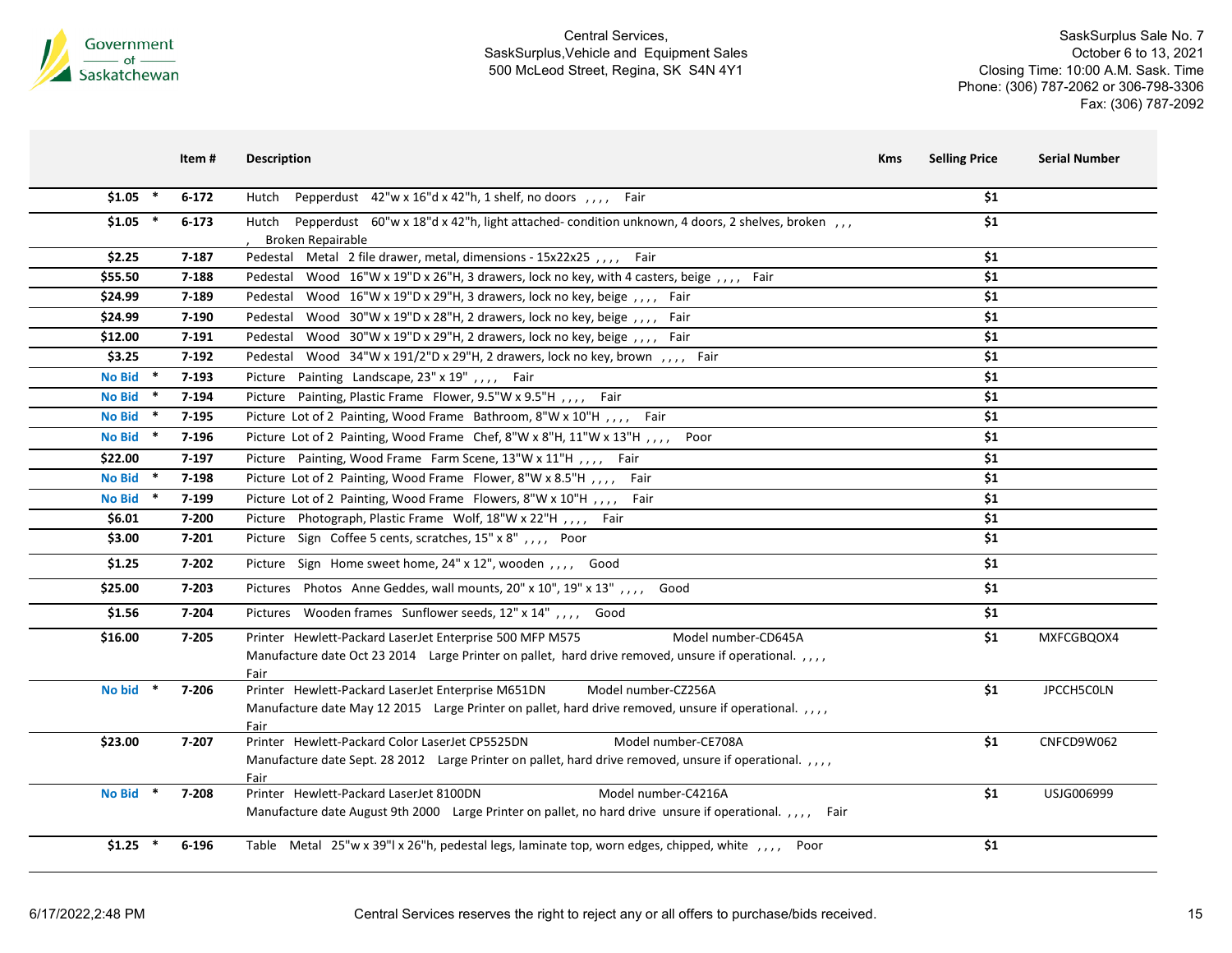Central Services,
SaskSurplus,Vehicle and Equipment Sales
500 McLeod Street, Regina, SK S4N 4Y1

SaskSurplus Sale No. 7
October 6 to 13, 2021
Closing Time: 10:00 A.M. Sask. Time
Phone: (306) 787-2062 or 306-798-3306
Fax: (306) 787-2092

| | Item # | Description | Kms | Selling Price | Serial Number |
|---|---|---|---|---|---|
| $1.05 * | 6-172 | Hutch Pepperdust 42"w x 16"d x 42"h, 1 shelf, no doors , , , , Fair | | $1 | |
| $1.05 * | 6-173 | Hutch Pepperdust 60"w x 18"d x 42"h, light attached- condition unknown, 4 doors, 2 shelves, broken , , , , Broken Repairable | | $1 | |
| $2.25 | 7-187 | Pedestal Metal 2 file drawer, metal, dimensions - 15x22x25 , , , , Fair | | $1 | |
| $55.50 | 7-188 | Pedestal Wood 16"W x 19"D x 26"H, 3 drawers, lock no key, with 4 casters, beige , , , , Fair | | $1 | |
| $24.99 | 7-189 | Pedestal Wood 16"W x 19"D x 29"H, 3 drawers, lock no key, beige , , , , Fair | | $1 | |
| $24.99 | 7-190 | Pedestal Wood 30"W x 19"D x 28"H, 2 drawers, lock no key, beige , , , , Fair | | $1 | |
| $12.00 | 7-191 | Pedestal Wood 30"W x 19"D x 29"H, 2 drawers, lock no key, beige , , , , Fair | | $1 | |
| $3.25 | 7-192 | Pedestal Wood 34"W x 191/2"D x 29"H, 2 drawers, lock no key, brown , , , , Fair | | $1 | |
| No Bid * | 7-193 | Picture Painting Landscape, 23" x 19" , , , , Fair | | $1 | |
| No Bid * | 7-194 | Picture Painting, Plastic Frame Flower, 9.5"W x 9.5"H , , , , Fair | | $1 | |
| No Bid * | 7-195 | Picture Lot of 2 Painting, Wood Frame Bathroom, 8"W x 10"H , , , , Fair | | $1 | |
| No Bid * | 7-196 | Picture Lot of 2 Painting, Wood Frame Chef, 8"W x 8"H, 11"W x 13"H , , , , Poor | | $1 | |
| $22.00 | 7-197 | Picture Painting, Wood Frame Farm Scene, 13"W x 11"H , , , , Fair | | $1 | |
| No Bid * | 7-198 | Picture Lot of 2 Painting, Wood Frame Flower, 8"W x 8.5"H , , , , Fair | | $1 | |
| No Bid * | 7-199 | Picture Lot of 2 Painting, Wood Frame Flowers, 8"W x 10"H , , , , Fair | | $1 | |
| $6.01 | 7-200 | Picture Photograph, Plastic Frame Wolf, 18"W x 22"H , , , , Fair | | $1 | |
| $3.00 | 7-201 | Picture Sign Coffee 5 cents, scratches, 15" x 8" , , , , Poor | | $1 | |
| $1.25 | 7-202 | Picture Sign Home sweet home, 24" x 12", wooden , , , , Good | | $1 | |
| $25.00 | 7-203 | Pictures Photos Anne Geddes, wall mounts, 20" x 10", 19" x 13" , , , , Good | | $1 | |
| $1.56 | 7-204 | Pictures Wooden frames Sunflower seeds, 12" x 14" , , , , Good | | $1 | |
| $16.00 | 7-205 | Printer Hewlett-Packard LaserJet Enterprise 500 MFP M575 Model number-CD645A Manufacture date Oct 23 2014 Large Printer on pallet, hard drive removed, unsure if operational. , , , , Fair | | $1 | MXFCGBQOX4 |
| No bid * | 7-206 | Printer Hewlett-Packard LaserJet Enterprise M651DN Model number-CZ256A Manufacture date May 12 2015 Large Printer on pallet, hard drive removed, unsure if operational. , , , , Fair | | $1 | JPCCH5C0LN |
| $23.00 | 7-207 | Printer Hewlett-Packard Color LaserJet CP5525DN Model number-CE708A Manufacture date Sept. 28 2012 Large Printer on pallet, hard drive removed, unsure if operational. , , , , Fair | | $1 | CNFCD9W062 |
| No Bid * | 7-208 | Printer Hewlett-Packard LaserJet 8100DN Model number-C4216A Manufacture date August 9th 2000 Large Printer on pallet, no hard drive unsure if operational. , , , , Fair | | $1 | USJG006999 |
| $1.25 * | 6-196 | Table Metal 25"w x 39"l x 26"h, pedestal legs, laminate top, worn edges, chipped, white , , , , Poor | | $1 | |

Central Services reserves the right to reject any or all offers to purchase/bids received.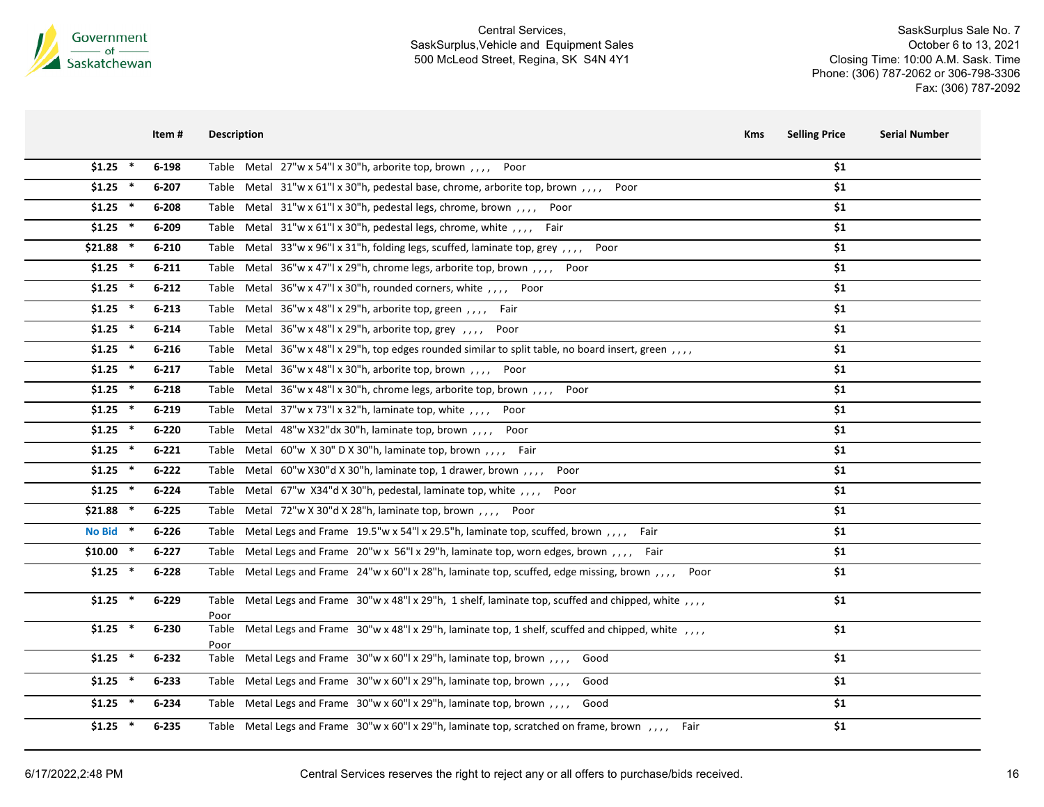| | Item # | Description | Kms | Selling Price | Serial Number |
|---|---|---|---|---|---|
| $1.25 * | 6-198 | Table Metal 27"w x 54"l x 30"h, arborite top, brown , , , , Poor | | $1 | |
| $1.25 * | 6-207 | Table Metal 31"w x 61"l x 30"h, pedestal base, chrome, arborite top, brown , , , , Poor | | $1 | |
| $1.25 * | 6-208 | Table Metal 31"w x 61"l x 30"h, pedestal legs, chrome, brown , , , , Poor | | $1 | |
| $1.25 * | 6-209 | Table Metal 31"w x 61"l x 30"h, pedestal legs, chrome, white , , , , Fair | | $1 | |
| $21.88 * | 6-210 | Table Metal 33"w x 96"l x 31"h, folding legs, scuffed, laminate top, grey , , , , Poor | | $1 | |
| $1.25 * | 6-211 | Table Metal 36"w x 47"l x 29"h, chrome legs, arborite top, brown , , , , Poor | | $1 | |
| $1.25 * | 6-212 | Table Metal 36"w x 47"l x 30"h, rounded corners, white , , , , Poor | | $1 | |
| $1.25 * | 6-213 | Table Metal 36"w x 48"l x 29"h, arborite top, green , , , , Fair | | $1 | |
| $1.25 * | 6-214 | Table Metal 36"w x 48"l x 29"h, arborite top, grey , , , , Poor | | $1 | |
| $1.25 * | 6-216 | Table Metal 36"w x 48"l x 29"h, top edges rounded similar to split table, no board insert, green , , , , | | $1 | |
| $1.25 * | 6-217 | Table Metal 36"w x 48"l x 30"h, arborite top, brown , , , , Poor | | $1 | |
| $1.25 * | 6-218 | Table Metal 36"w x 48"l x 30"h, chrome legs, arborite top, brown , , , , Poor | | $1 | |
| $1.25 * | 6-219 | Table Metal 37"w x 73"l x 32"h, laminate top, white , , , , Poor | | $1 | |
| $1.25 * | 6-220 | Table Metal 48"w X32"dx 30"h, laminate top, brown , , , , Poor | | $1 | |
| $1.25 * | 6-221 | Table Metal 60"w X 30" D X 30"h, laminate top, brown , , , , Fair | | $1 | |
| $1.25 * | 6-222 | Table Metal 60"w X30"d X 30"h, laminate top, 1 drawer, brown , , , , Poor | | $1 | |
| $1.25 * | 6-224 | Table Metal 67"w X34"d X 30"h, pedestal, laminate top, white , , , , Poor | | $1 | |
| $21.88 * | 6-225 | Table Metal 72"w X 30"d X 28"h, laminate top, brown , , , , Poor | | $1 | |
| No Bid * | 6-226 | Table Metal Legs and Frame 19.5"w x 54"l x 29.5"h, laminate top, scuffed, brown , , , , Fair | | $1 | |
| $10.00 * | 6-227 | Table Metal Legs and Frame 20"w x 56"l x 29"h, laminate top, worn edges, brown , , , , Fair | | $1 | |
| $1.25 * | 6-228 | Table Metal Legs and Frame 24"w x 60"l x 28"h, laminate top, scuffed, edge missing, brown , , , , Poor | | $1 | |
| $1.25 * | 6-229 | Table Metal Legs and Frame 30"w x 48"l x 29"h, 1 shelf, laminate top, scuffed and chipped, white , , , , Poor | | $1 | |
| $1.25 * | 6-230 | Table Metal Legs and Frame 30"w x 48"l x 29"h, laminate top, 1 shelf, scuffed and chipped, white , , , , Poor | | $1 | |
| $1.25 * | 6-232 | Table Metal Legs and Frame 30"w x 60"l x 29"h, laminate top, brown , , , , Good | | $1 | |
| $1.25 * | 6-233 | Table Metal Legs and Frame 30"w x 60"l x 29"h, laminate top, brown , , , , Good | | $1 | |
| $1.25 * | 6-234 | Table Metal Legs and Frame 30"w x 60"l x 29"h, laminate top, brown , , , , Good | | $1 | |
| $1.25 * | 6-235 | Table Metal Legs and Frame 30"w x 60"l x 29"h, laminate top, scratched on frame, brown , , , , Fair | | $1 | |

Central Services reserves the right to reject any or all offers to purchase/bids received.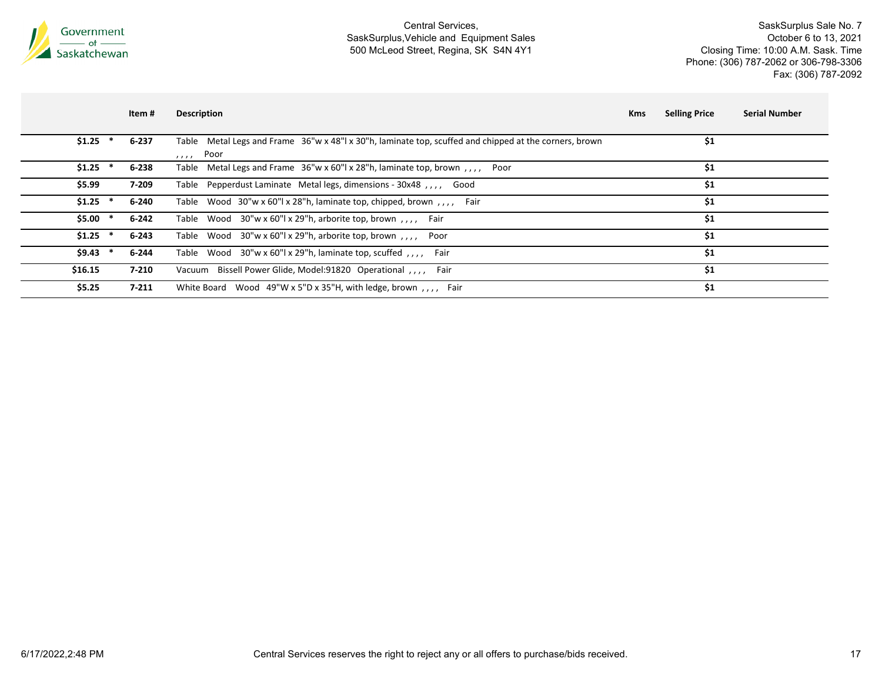Central Services,
SaskSurplus,Vehicle and Equipment Sales
500 McLeod Street, Regina, SK S4N 4Y1

SaskSurplus Sale No. 7
October 6 to 13, 2021
Closing Time: 10:00 A.M. Sask. Time
Phone: (306) 787-2062 or 306-798-3306
Fax: (306) 787-2092

| | Item # | Description | Kms | Selling Price | Serial Number |
|---|---|---|---|---|---|
| $1.25 * | 6-237 | Table Metal Legs and Frame 36"w x 48"l x 30"h, laminate top, scuffed and chipped at the corners, brown , , , , Poor | | $1 | |
| $1.25 * | 6-238 | Table Metal Legs and Frame 36"w x 60"l x 28"h, laminate top, brown , , , , Poor | | $1 | |
| $5.99 | 7-209 | Table Pepperdust Laminate Metal legs, dimensions - 30x48 , , , , Good | | $1 | |
| $1.25 * | 6-240 | Table Wood 30"w x 60"l x 28"h, laminate top, chipped, brown , , , , Fair | | $1 | |
| $5.00 * | 6-242 | Table Wood 30"w x 60"l x 29"h, arborite top, brown , , , , Fair | | $1 | |
| $1.25 * | 6-243 | Table Wood 30"w x 60"l x 29"h, arborite top, brown , , , , Poor | | $1 | |
| $9.43 * | 6-244 | Table Wood 30"w x 60"l x 29"h, laminate top, scuffed , , , , Fair | | $1 | |
| $16.15 | 7-210 | Vacuum Bissell Power Glide, Model:91820 Operational , , , , Fair | | $1 | |
| $5.25 | 7-211 | White Board Wood 49"W x 5"D x 35"H, with ledge, brown , , , , Fair | | $1 | |

Central Services reserves the right to reject any or all offers to purchase/bids received.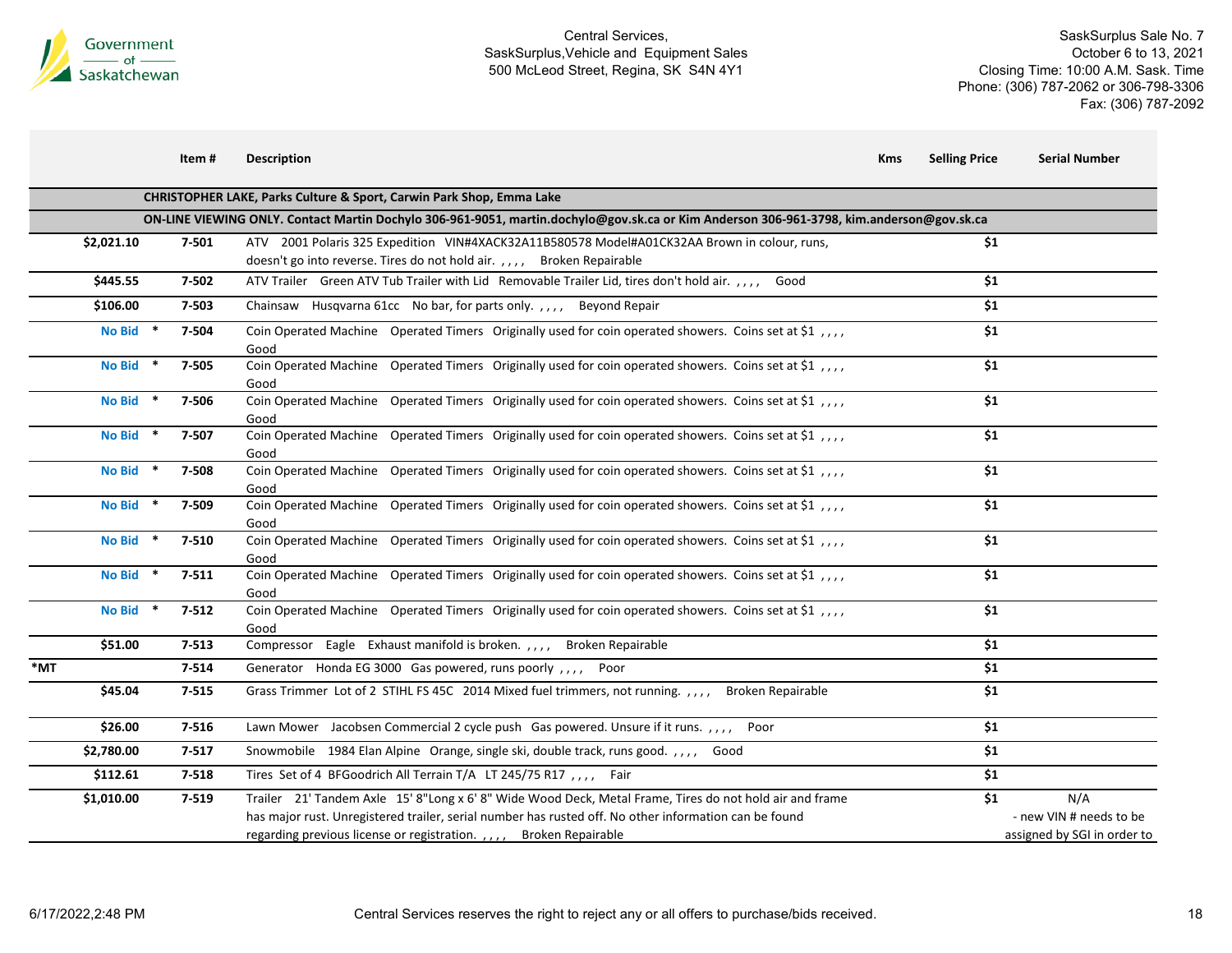Central Services,
SaskSurplus,Vehicle and Equipment Sales
500 McLeod Street, Regina, SK S4N 4Y1

SaskSurplus Sale No. 7
October 6 to 13, 2021
Closing Time: 10:00 A.M. Sask. Time
Phone: (306) 787-2062 or 306-798-3306
Fax: (306) 787-2092

| | Item # | Description | Kms | Selling Price | Serial Number |
|---|---|---|---|---|---|
| | | **CHRISTOPHER LAKE, Parks Culture & Sport, Carwin Park Shop, Emma Lake** | | | |
| | | **ON-LINE VIEWING ONLY. Contact Martin Dochylo 306-961-9051, martin.dochylo@gov.sk.ca or Kim Anderson 306-961-3798, kim.anderson@gov.sk.ca** | | | |
| $2,021.10 | 7-501 | ATV 2001 Polaris 325 Expedition VIN#4XACK32A11B580578 Model#A01CK32AA Brown in colour, runs, doesn't go into reverse. Tires do not hold air. , , , , Broken Repairable | | $1 | |
| $445.55 | 7-502 | ATV Trailer Green ATV Tub Trailer with Lid Removable Trailer Lid, tires don't hold air. , , , , Good | | $1 | |
| $106.00 | 7-503 | Chainsaw Husqvarna 61cc No bar, for parts only. , , , , Beyond Repair | | $1 | |
| No Bid * | 7-504 | Coin Operated Machine Operated Timers Originally used for coin operated showers. Coins set at $1 , , , , Good | | $1 | |
| No Bid * | 7-505 | Coin Operated Machine Operated Timers Originally used for coin operated showers. Coins set at $1 , , , , Good | | $1 | |
| No Bid * | 7-506 | Coin Operated Machine Operated Timers Originally used for coin operated showers. Coins set at $1 , , , , Good | | $1 | |
| No Bid * | 7-507 | Coin Operated Machine Operated Timers Originally used for coin operated showers. Coins set at $1 , , , , Good | | $1 | |
| No Bid * | 7-508 | Coin Operated Machine Operated Timers Originally used for coin operated showers. Coins set at $1 , , , , Good | | $1 | |
| No Bid * | 7-509 | Coin Operated Machine Operated Timers Originally used for coin operated showers. Coins set at $1 , , , , Good | | $1 | |
| No Bid * | 7-510 | Coin Operated Machine Operated Timers Originally used for coin operated showers. Coins set at $1 , , , , Good | | $1 | |
| No Bid * | 7-511 | Coin Operated Machine Operated Timers Originally used for coin operated showers. Coins set at $1 , , , , Good | | $1 | |
| No Bid * | 7-512 | Coin Operated Machine Operated Timers Originally used for coin operated showers. Coins set at $1 , , , , Good | | $1 | |
| $51.00 | 7-513 | Compressor Eagle Exhaust manifold is broken. , , , , Broken Repairable | | $1 | |
| *MT | 7-514 | Generator Honda EG 3000 Gas powered, runs poorly , , , , Poor | | $1 | |
| $45.04 | 7-515 | Grass Trimmer Lot of 2 STIHL FS 45C 2014 Mixed fuel trimmers, not running. , , , , Broken Repairable | | $1 | |
| $26.00 | 7-516 | Lawn Mower Jacobsen Commercial 2 cycle push Gas powered. Unsure if it runs. , , , , Poor | | $1 | |
| $2,780.00 | 7-517 | Snowmobile 1984 Elan Alpine Orange, single ski, double track, runs good. , , , , Good | | $1 | |
| $112.61 | 7-518 | Tires Set of 4 BFGoodrich All Terrain T/A LT 245/75 R17 , , , , Fair | | $1 | |
| $1,010.00 | 7-519 | Trailer 21' Tandem Axle 15' 8"Long x 6' 8" Wide Wood Deck, Metal Frame, Tires do not hold air and frame has major rust. Unregistered trailer, serial number has rusted off. No other information can be found regarding previous license or registration. , , , , Broken Repairable | | $1 | N/A - new VIN # needs to be assigned by SGI in order to |

6/17/2022,2:48 PM

Central Services reserves the right to reject any or all offers to purchase/bids received.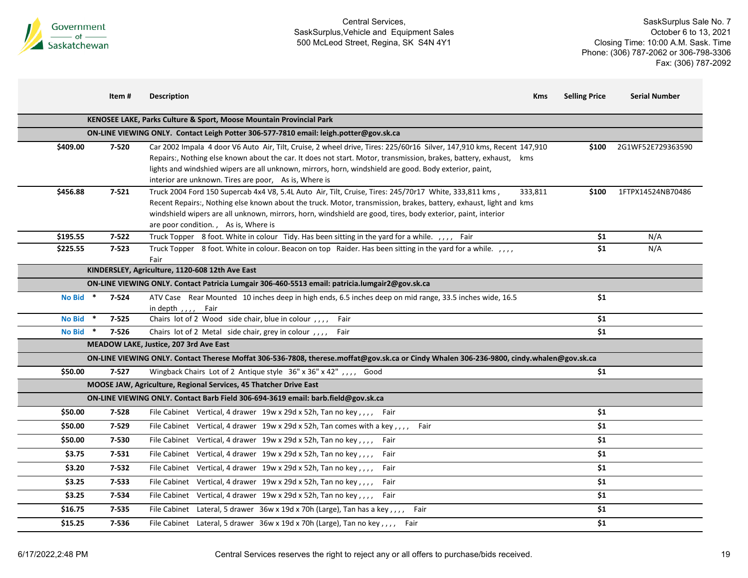Central Services,
SaskSurplus,Vehicle and Equipment Sales
500 McLeod Street, Regina, SK S4N 4Y1

SaskSurplus Sale No. 7
October 6 to 13, 2021
Closing Time: 10:00 A.M. Sask. Time
Phone: (306) 787-2062 or 306-798-3306
Fax: (306) 787-2092

| | Item # | Description | Kms | Selling Price | Serial Number |
|---|---|---|---|---|---|
| | | **KENOSEE LAKE, Parks Culture & Sport, Moose Mountain Provincial Park** | | | |
| | | **ON-LINE VIEWING ONLY. Contact Leigh Potter 306-577-7810 email: leigh.potter@gov.sk.ca** | | | |
| $409.00 | 7-520 | Car 2002 Impala 4 door V6 Auto Air, Tilt, Cruise, 2 wheel drive, Tires: 225/60r16 Silver, 147,910 kms, Recent Repairs:, Nothing else known about the car. It does not start. Motor, transmission, brakes, battery, exhaust, lights and windshied wipers are all unknown, mirrors, horn, windshield are good. Body exterior, paint, interior are unknown. Tires are poor, As is, Where is | 147,910 kms | $100 | 2G1WF52E729363590 |
| $456.88 | 7-521 | Truck 2004 Ford 150 Supercab 4x4 V8, 5.4L Auto Air, Tilt, Cruise, Tires: 245/70r17 White, 333,811 kms , Recent Repairs:, Nothing else known about the truck. Motor, transmission, brakes, battery, exhaust, light and windshield wipers are all unknown, mirrors, horn, windshield are good, tires, body exterior, paint, interior are poor condition. , As is, Where is | 333,811 kms | $100 | 1FTPX14524NB70486 |
| $195.55 | 7-522 | Truck Topper 8 foot. White in colour Tidy. Has been sitting in the yard for a while. , , , , Fair | | $1 | N/A |
| $225.55 | 7-523 | Truck Topper 8 foot. White in colour. Beacon on top Raider. Has been sitting in the yard for a while. , , , , Fair | | $1 | N/A |
| | | **KINDERSLEY, Agriculture, 1120-608 12th Ave East** | | | |
| | | **ON-LINE VIEWING ONLY. Contact Patricia Lumgair 306-460-5513 email: patricia.lumgair2@gov.sk.ca** | | | |
| No Bid * | 7-524 | ATV Case Rear Mounted 10 inches deep in high ends, 6.5 inches deep on mid range, 33.5 inches wide, 16.5 in depth , , , , Fair | | $1 | |
| No Bid * | 7-525 | Chairs lot of 2 Wood side chair, blue in colour , , , , Fair | | $1 | |
| No Bid * | 7-526 | Chairs lot of 2 Metal side chair, grey in colour , , , , Fair | | $1 | |
| | | **MEADOW LAKE, Justice, 207 3rd Ave East** | | | |
| | | **ON-LINE VIEWING ONLY. Contact Therese Moffat 306-536-7808, therese.moffat@gov.sk.ca or Cindy Whalen 306-236-9800, cindy.whalen@gov.sk.ca** | | | |
| $50.00 | 7-527 | Wingback Chairs Lot of 2 Antique style 36" x 36" x 42" , , , , Good | | $1 | |
| | | **MOOSE JAW, Agriculture, Regional Services, 45 Thatcher Drive East** | | | |
| | | **ON-LINE VIEWING ONLY. Contact Barb Field 306-694-3619 email: barb.field@gov.sk.ca** | | | |
| $50.00 | 7-528 | File Cabinet Vertical, 4 drawer 19w x 29d x 52h, Tan no key , , , , Fair | | $1 | |
| $50.00 | 7-529 | File Cabinet Vertical, 4 drawer 19w x 29d x 52h, Tan comes with a key , , , , Fair | | $1 | |
| $50.00 | 7-530 | File Cabinet Vertical, 4 drawer 19w x 29d x 52h, Tan no key , , , , Fair | | $1 | |
| $3.75 | 7-531 | File Cabinet Vertical, 4 drawer 19w x 29d x 52h, Tan no key , , , , Fair | | $1 | |
| $3.20 | 7-532 | File Cabinet Vertical, 4 drawer 19w x 29d x 52h, Tan no key , , , , Fair | | $1 | |
| $3.25 | 7-533 | File Cabinet Vertical, 4 drawer 19w x 29d x 52h, Tan no key , , , , Fair | | $1 | |
| $3.25 | 7-534 | File Cabinet Vertical, 4 drawer 19w x 29d x 52h, Tan no key , , , , Fair | | $1 | |
| $16.75 | 7-535 | File Cabinet Lateral, 5 drawer 36w x 19d x 70h (Large), Tan has a key , , , , Fair | | $1 | |
| $15.25 | 7-536 | File Cabinet Lateral, 5 drawer 36w x 19d x 70h (Large), Tan no key , , , , Fair | | $1 | |

Central Services reserves the right to reject any or all offers to purchase/bids received.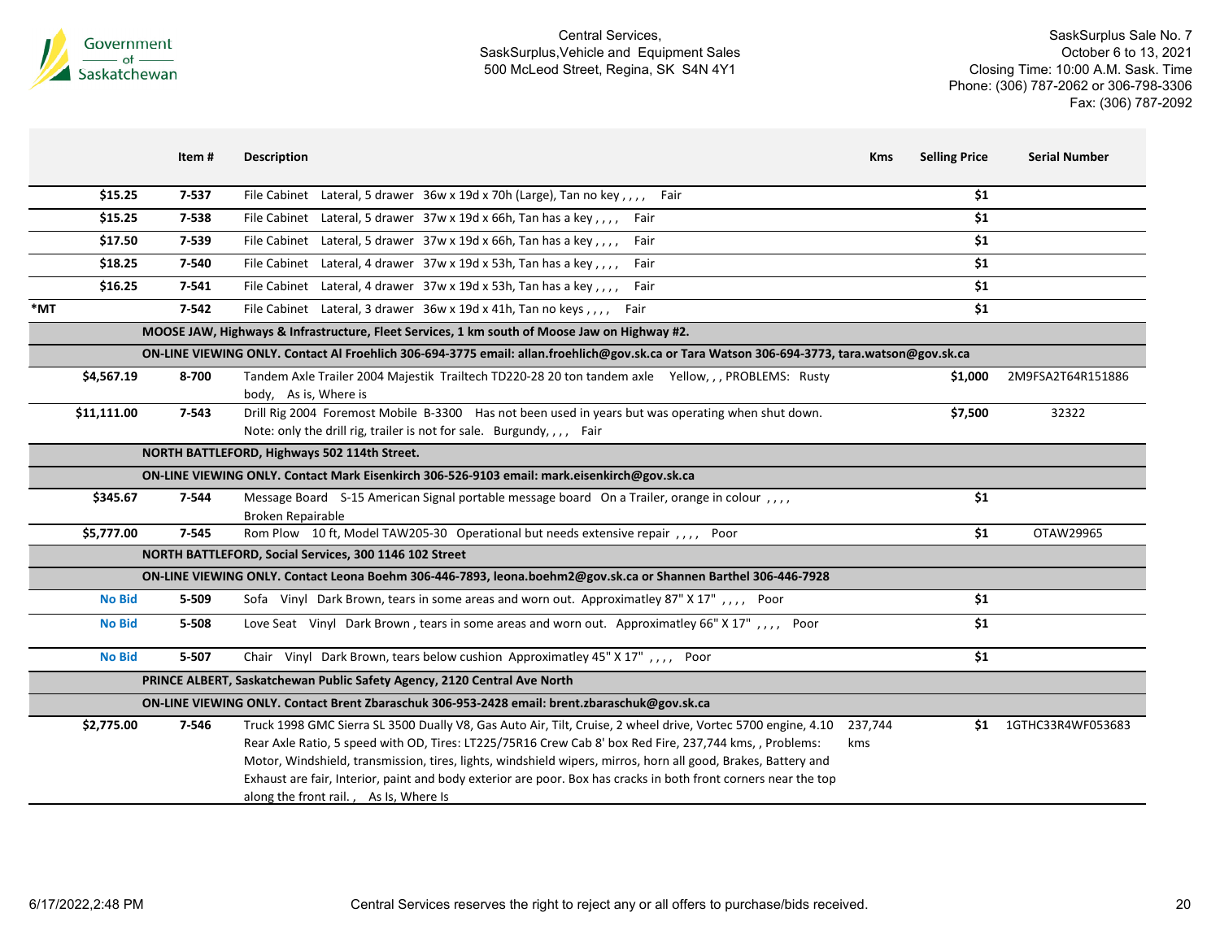Central Services,
SaskSurplus,Vehicle and Equipment Sales
500 McLeod Street, Regina, SK S4N 4Y1

SaskSurplus Sale No. 7
October 6 to 13, 2021
Closing Time: 10:00 A.M. Sask. Time
Phone: (306) 787-2062 or 306-798-3306
Fax: (306) 787-2092

| | Item # | Description | Kms | Selling Price | Serial Number |
|---|---|---|---|---|---|
| $15.25 | 7-537 | File Cabinet Lateral, 5 drawer 36w x 19d x 70h (Large), Tan no key , , , , Fair | | $1 | |
| $15.25 | 7-538 | File Cabinet Lateral, 5 drawer 37w x 19d x 66h, Tan has a key , , , , Fair | | $1 | |
| $17.50 | 7-539 | File Cabinet Lateral, 5 drawer 37w x 19d x 66h, Tan has a key , , , , Fair | | $1 | |
| $18.25 | 7-540 | File Cabinet Lateral, 4 drawer 37w x 19d x 53h, Tan has a key , , , , Fair | | $1 | |
| $16.25 | 7-541 | File Cabinet Lateral, 4 drawer 37w x 19d x 53h, Tan has a key , , , , Fair | | $1 | |
| *MT | 7-542 | File Cabinet Lateral, 3 drawer 36w x 19d x 41h, Tan no keys , , , , Fair | | $1 | |
| | | **MOOSE JAW, Highways & Infrastructure, Fleet Services, 1 km south of Moose Jaw on Highway #2.** | | | |
| | | **ON-LINE VIEWING ONLY. Contact Al Froehlich 306-694-3775 email: allan.froehlich@gov.sk.ca or Tara Watson 306-694-3773, tara.watson@gov.sk.ca** | | | |
| $4,567.19 | 8-700 | Tandem Axle Trailer 2004 Majestik Trailtech TD220-28 20 ton tandem axle Yellow, , , PROBLEMS: Rusty body, As is, Where is | | $1,000 | 2M9FSA2T64R151886 |
| $11,111.00 | 7-543 | Drill Rig 2004 Foremost Mobile B-3300 Has not been used in years but was operating when shut down. Note: only the drill rig, trailer is not for sale. Burgundy, , , , Fair | | $7,500 | 32322 |
| | | **NORTH BATTLEFORD, Highways 502 114th Street.** | | | |
| | | **ON-LINE VIEWING ONLY. Contact Mark Eisenkirch 306-526-9103 email: mark.eisenkirch@gov.sk.ca** | | | |
| $345.67 | 7-544 | Message Board S-15 American Signal portable message board On a Trailer, orange in colour , , , , Broken Repairable | | $1 | |
| $5,777.00 | 7-545 | Rom Plow 10 ft, Model TAW205-30 Operational but needs extensive repair , , , , Poor | | $1 | OTAW29965 |
| | | **NORTH BATTLEFORD, Social Services, 300 1146 102 Street** | | | |
| | | **ON-LINE VIEWING ONLY. Contact Leona Boehm 306-446-7893, leona.boehm2@gov.sk.ca or Shannen Barthel 306-446-7928** | | | |
| No Bid | 5-509 | Sofa Vinyl Dark Brown, tears in some areas and worn out. Approximatley 87" X 17" , , , , Poor | | $1 | |
| No Bid | 5-508 | Love Seat Vinyl Dark Brown , tears in some areas and worn out. Approximatley 66" X 17" , , , , Poor | | $1 | |
| No Bid | 5-507 | Chair Vinyl Dark Brown, tears below cushion Approximatley 45" X 17" , , , , Poor | | $1 | |
| | | **PRINCE ALBERT, Saskatchewan Public Safety Agency, 2120 Central Ave North** | | | |
| | | **ON-LINE VIEWING ONLY. Contact Brent Zbaraschuk 306-953-2428 email: brent.zbaraschuk@gov.sk.ca** | | | |
| $2,775.00 | 7-546 | Truck 1998 GMC Sierra SL 3500 Dually V8, Gas Auto Air, Tilt, Cruise, 2 wheel drive, Vortec 5700 engine, 4.10 Rear Axle Ratio, 5 speed with OD, Tires: LT225/75R16 Crew Cab 8' box Red Fire, 237,744 kms, , Problems: Motor, Windshield, transmission, tires, lights, windshield wipers, mirros, horn all good, Brakes, Battery and Exhaust are fair, Interior, paint and body exterior are poor. Box has cracks in both front corners near the top along the front rail. , As Is, Where Is | 237,744 kms | $1 | 1GTHC33R4WF053683 |

6/17/2022,2:48 PM

Central Services reserves the right to reject any or all offers to purchase/bids received.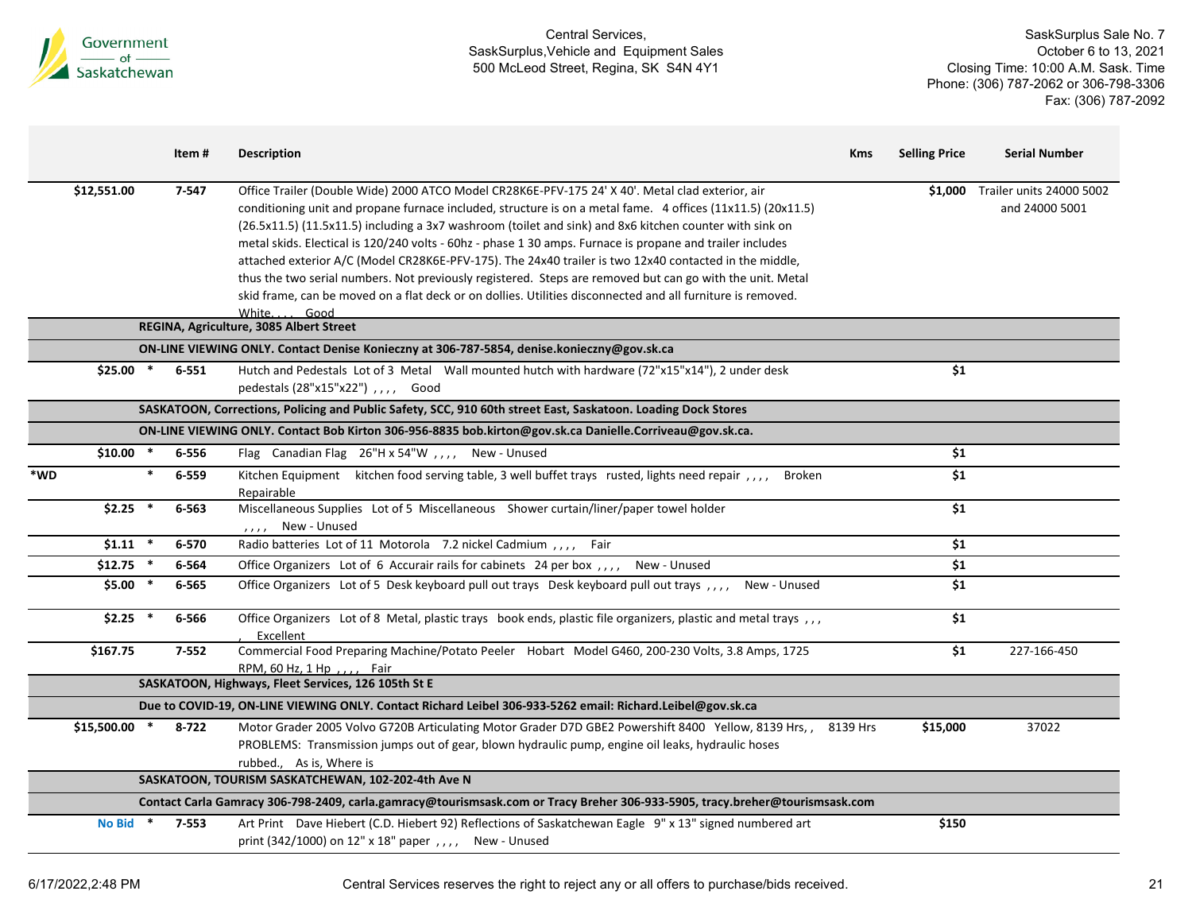| | | Item # | Description | Kms | Selling Price | Serial Number |
|---|---|---|---|---|---|---|
| $12,551.00 | | 7-547 | Office Trailer (Double Wide) 2000 ATCO Model CR28K6E-PFV-175 24' X 40'. Metal clad exterior, air conditioning unit and propane furnace included, structure is on a metal fame. 4 offices (11x11.5) (20x11.5) (26.5x11.5) (11.5x11.5) including a 3x7 washroom (toilet and sink) and 8x6 kitchen counter with sink on metal skids. Electical is 120/240 volts - 60hz - phase 1 30 amps. Furnace is propane and trailer includes attached exterior A/C (Model CR28K6E-PFV-175). The 24x40 trailer is two 12x40 contacted in the middle, thus the two serial numbers. Not previously registered. Steps are removed but can go with the unit. Metal skid frame, can be moved on a flat deck or on dollies. Utilities disconnected and all furniture is removed. White, , , , Good | | $1,000 | Trailer units 24000 5002 and 24000 5001 |
| | | | **REGINA, Agriculture, 3085 Albert Street** | | | |
| | | | **ON-LINE VIEWING ONLY. Contact Denise Konieczny at 306-787-5854, denise.konieczny@gov.sk.ca** | | | |
| $25.00 | * | 6-551 | Hutch and Pedestals Lot of 3 Metal Wall mounted hutch with hardware (72"x15"x14"), 2 under desk pedestals (28"x15"x22") , , , , Good | | $1 | |
| | | | **SASKATOON, Corrections, Policing and Public Safety, SCC, 910 60th street East, Saskatoon. Loading Dock Stores** | | | |
| | | | **ON-LINE VIEWING ONLY. Contact Bob Kirton 306-956-8835 bob.kirton@gov.sk.ca Danielle.Corriveau@gov.sk.ca.** | | | |
| $10.00 | * | 6-556 | Flag Canadian Flag 26"H x 54"W , , , , New - Unused | | $1 | |
| *WD | * | 6-559 | Kitchen Equipment kitchen food serving table, 3 well buffet trays rusted, lights need repair , , , , Broken Repairable | | $1 | |
| $2.25 | * | 6-563 | Miscellaneous Supplies Lot of 5 Miscellaneous Shower curtain/liner/paper towel holder , , , , New - Unused | | $1 | |
| $1.11 | * | 6-570 | Radio batteries Lot of 11 Motorola 7.2 nickel Cadmium , , , , Fair | | $1 | |
| $12.75 | * | 6-564 | Office Organizers Lot of 6 Accurair rails for cabinets 24 per box , , , , New - Unused | | $1 | |
| $5.00 | * | 6-565 | Office Organizers Lot of 5 Desk keyboard pull out trays Desk keyboard pull out trays , , , , New - Unused | | $1 | |
| $2.25 | * | 6-566 | Office Organizers Lot of 8 Metal, plastic trays book ends, plastic file organizers, plastic and metal trays , , , , Excellent | | $1 | |
| $167.75 | | 7-552 | Commercial Food Preparing Machine/Potato Peeler Hobart Model G460, 200-230 Volts, 3.8 Amps, 1725 RPM, 60 Hz, 1 Hp , , , , Fair | | $1 | 227-166-450 |
| | | | **SASKATOON, Highways, Fleet Services, 126 105th St E** | | | |
| | | | **Due to COVID-19, ON-LINE VIEWING ONLY. Contact Richard Leibel 306-933-5262 email: Richard.Leibel@gov.sk.ca** | | | |
| $15,500.00 | * | 8-722 | Motor Grader 2005 Volvo G720B Articulating Motor Grader D7D GBE2 Powershift 8400 Yellow, 8139 Hrs, , PROBLEMS: Transmission jumps out of gear, blown hydraulic pump, engine oil leaks, hydraulic hoses rubbed., As is, Where is | 8139 Hrs | $15,000 | 37022 |
| | | | **SASKATOON, TOURISM SASKATCHEWAN, 102-202-4th Ave N** | | | |
| | | | **Contact Carla Gamracy 306-798-2409, carla.gamracy@tourismsask.com or Tracy Breher 306-933-5905, tracy.breher@tourismsask.com** | | | |
| No Bid | * | 7-553 | Art Print Dave Hiebert (C.D. Hiebert 92) Reflections of Saskatchewan Eagle 9" x 13" signed numbered art print (342/1000) on 12" x 18" paper , , , , New - Unused | | $150 | |

Central Services reserves the right to reject any or all offers to purchase/bids received.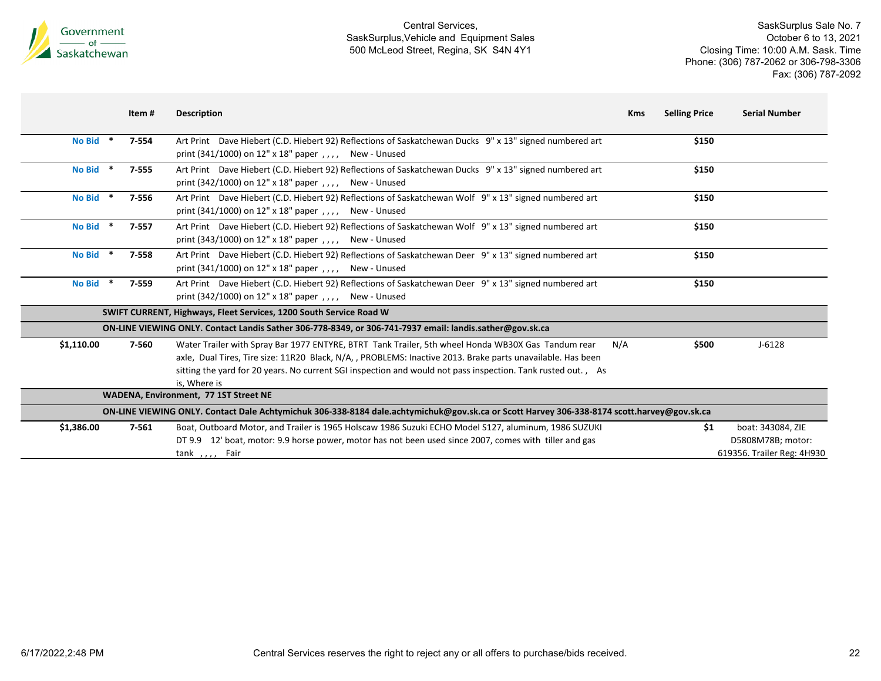Central Services,
SaskSurplus,Vehicle and Equipment Sales
500 McLeod Street, Regina, SK S4N 4Y1

SaskSurplus Sale No. 7
October 6 to 13, 2021
Closing Time: 10:00 A.M. Sask. Time
Phone: (306) 787-2062 or 306-798-3306
Fax: (306) 787-2092

| | Item # | Description | Kms | Selling Price | Serial Number |
|---|---|---|---|---|---|
| **No Bid** * | **7-554** | Art Print Dave Hiebert (C.D. Hiebert 92) Reflections of Saskatchewan Ducks 9" x 13" signed numbered art print (341/1000) on 12" x 18" paper , , , , New - Unused | | **$150** | |
| **No Bid** * | **7-555** | Art Print Dave Hiebert (C.D. Hiebert 92) Reflections of Saskatchewan Ducks 9" x 13" signed numbered art print (342/1000) on 12" x 18" paper , , , , New - Unused | | **$150** | |
| **No Bid** * | **7-556** | Art Print Dave Hiebert (C.D. Hiebert 92) Reflections of Saskatchewan Wolf 9" x 13" signed numbered art print (341/1000) on 12" x 18" paper , , , , New - Unused | | **$150** | |
| **No Bid** * | **7-557** | Art Print Dave Hiebert (C.D. Hiebert 92) Reflections of Saskatchewan Wolf 9" x 13" signed numbered art print (343/1000) on 12" x 18" paper , , , , New - Unused | | **$150** | |
| **No Bid** * | **7-558** | Art Print Dave Hiebert (C.D. Hiebert 92) Reflections of Saskatchewan Deer 9" x 13" signed numbered art print (341/1000) on 12" x 18" paper , , , , New - Unused | | **$150** | |
| **No Bid** * | **7-559** | Art Print Dave Hiebert (C.D. Hiebert 92) Reflections of Saskatchewan Deer 9" x 13" signed numbered art print (342/1000) on 12" x 18" paper , , , , New - Unused | | **$150** | |
| **SWIFT CURRENT, Highways, Fleet Services, 1200 South Service Road W** | | | | | |
| **ON-LINE VIEWING ONLY. Contact Landis Sather 306-778-8349, or 306-741-7937 email: landis.sather@gov.sk.ca** | | | | | |
| **$1,110.00** | **7-560** | Water Trailer with Spray Bar 1977 ENTYRE, BTRT Tank Trailer, 5th wheel Honda WB30X Gas Tandum rear axle, Dual Tires, Tire size: 11R20 Black, N/A, , PROBLEMS: Inactive 2013. Brake parts unavailable. Has been sitting the yard for 20 years. No current SGI inspection and would not pass inspection. Tank rusted out. , As is, Where is | N/A | **$500** | J-6128 |
| **WADENA, Environment, 77 1ST Street NE** | | | | | |
| **ON-LINE VIEWING ONLY. Contact Dale Achtymichuk 306-338-8184 dale.achtymichuk@gov.sk.ca or Scott Harvey 306-338-8174 scott.harvey@gov.sk.ca** | | | | | |
| **$1,386.00** | **7-561** | Boat, Outboard Motor, and Trailer is 1965 Holscaw 1986 Suzuki ECHO Model S127, aluminum, 1986 SUZUKI DT 9.9 12' boat, motor: 9.9 horse power, motor has not been used since 2007, comes with tiller and gas tank , , , , Fair | | **$1** | boat: 343084, ZIE D5808M78B; motor: 619356. Trailer Reg: 4H930 |

6/17/2022,2:48 PM

Central Services reserves the right to reject any or all offers to purchase/bids received.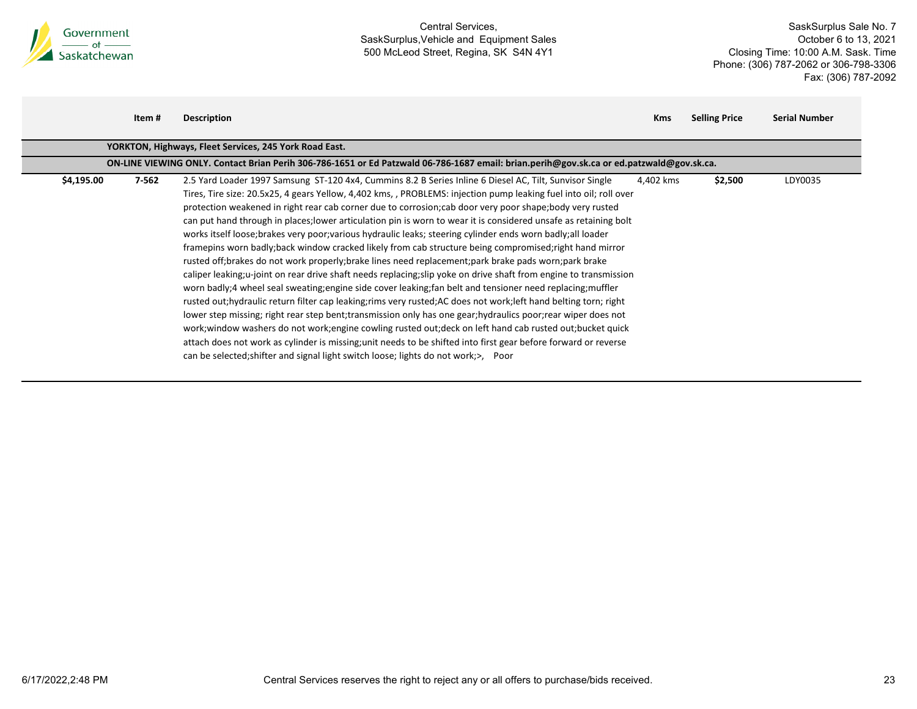| | Item # | Description | Kms | Selling Price | Serial Number |
|---|---|---|---|---|---|
| | **YORKTON, Highways, Fleet Services, 245 York Road East.** | | | | |
| | **ON-LINE VIEWING ONLY. Contact Brian Perih 306-786-1651 or Ed Patzwald 06-786-1687 email: brian.perih@gov.sk.ca or ed.patzwald@gov.sk.ca.** | | | | |
| **$4,195.00** | **7-562** | 2.5 Yard Loader 1997 Samsung ST-120 4x4, Cummins 8.2 B Series Inline 6 Diesel AC, Tilt, Sunvisor Single Tires, Tire size: 20.5x25, 4 gears Yellow, 4,402 kms, , PROBLEMS: injection pump leaking fuel into oil; roll over protection weakened in right rear cab corner due to corrosion;cab door very poor shape;body very rusted can put hand through in places;lower articulation pin is worn to wear it is considered unsafe as retaining bolt works itself loose;brakes very poor;various hydraulic leaks; steering cylinder ends worn badly;all loader framepins worn badly;back window cracked likely from cab structure being compromised;right hand mirror rusted off;brakes do not work properly;brake lines need replacement;park brake pads worn;park brake caliper leaking;u-joint on rear drive shaft needs replacing;slip yoke on drive shaft from engine to transmission worn badly;4 wheel seal sweating;engine side cover leaking;fan belt and tensioner need replacing;muffler rusted out;hydraulic return filter cap leaking;rims very rusted;AC does not work;left hand belting torn; right lower step missing; right rear step bent;transmission only has one gear;hydraulics poor;rear wiper does not work;window washers do not work;engine cowling rusted out;deck on left hand cab rusted out;bucket quick attach does not work as cylinder is missing;unit needs to be shifted into first gear before forward or reverse can be selected;shifter and signal light switch loose; lights do not work;>, Poor | 4,402 kms | **$2,500** | LDY0035 |